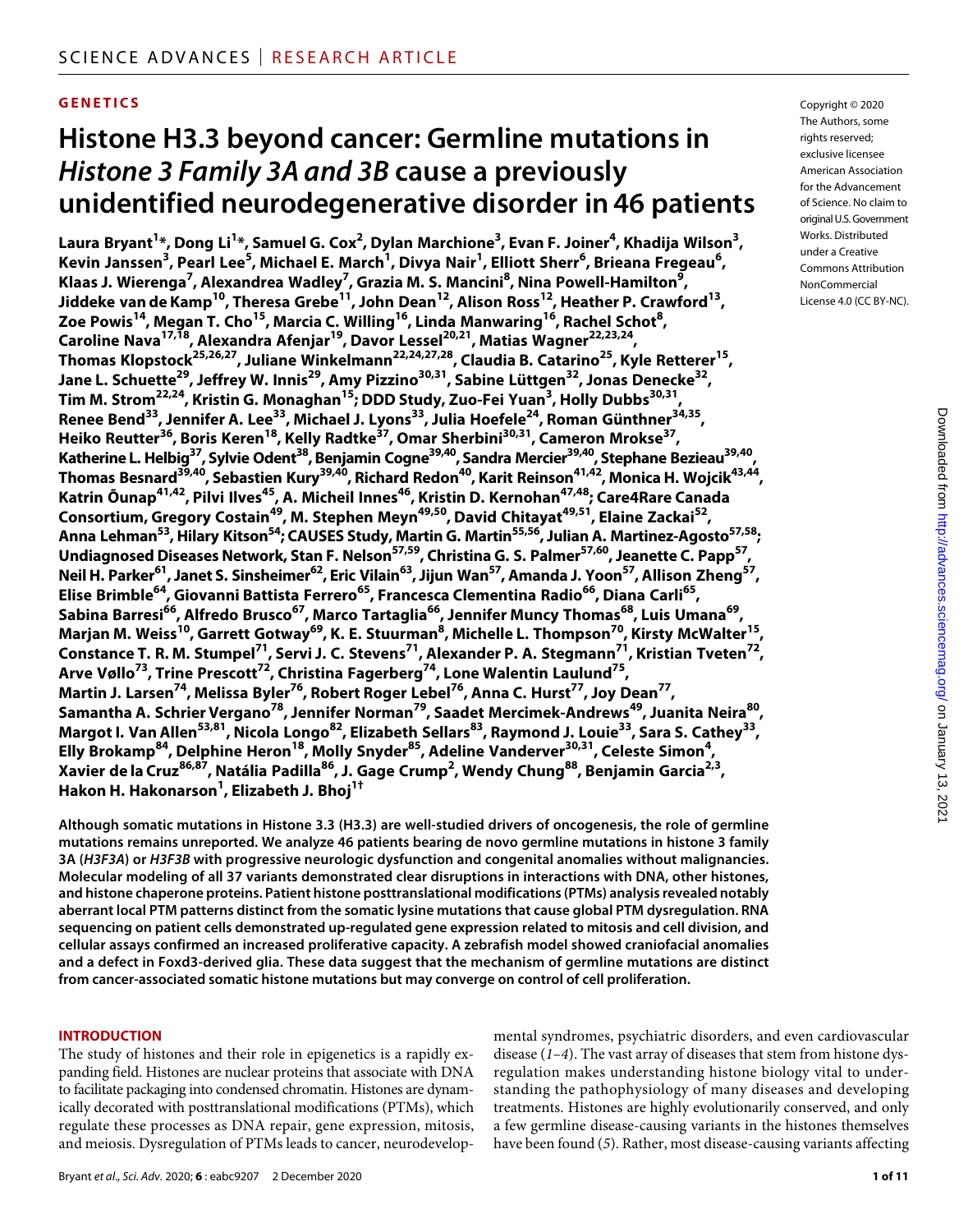**GENETICS**

# Histone H3.3 beyond cancer: Germline mutations in *Histone 3 Family 3A and 3B* cause a previously unidentified neurodegenerative disorder in 46 patients

Laura Bryant[1]*, Dong Li[1]*, Samuel G. Cox[2], Dylan Marchione[3], Evan F. Joiner[4], Khadija Wilson[3], Kevin Janssen[3], Pearl Lee[5], Michael E. March[1], Divya Nair[1], Elliott Sherr[6], Brieana Fregeau[6], Klaas J. Wierenga[7], Alexandrea Wadley[7], Grazia M. S. Mancini[8], Nina Powell-Hamilton[9], Jiddeke van de Kamp[10], Theresa Grebe[11], John Dean[12], Alison Ross[12], Heather P. Crawford[13], Zoe Powis[14], Megan T. Cho[15], Marcia C. Willing[16], Linda Manwaring[16], Rachel Schot[8], Caroline Nava[17,18], Alexandra Afenjar[19], Davor Lessel[20,21], Matias Wagner[22,23,24], Thomas Klopstock[25,26,27], Juliane Winkelmann[22,24,27,28], Claudia B. Catarino[25], Kyle Retterer[15], Jane L. Schuette[29], Jeffrey W. Innis[29], Amy Pizzino[30,31], Sabine Lüttgen[32], Jonas Denecke[32], Tim M. Strom[22,24], Kristin G. Monaghan[15]; DDD Study, Zuo-Fei Yuan[3], Holly Dubbs[30,31], Renee Bend[33], Jennifer A. Lee[33], Michael J. Lyons[33], Julia Hoefele[24], Roman Günthner[34,35], Heiko Reutter[36], Boris Keren[18], Kelly Radtke[37], Omar Sherbini[30,31], Cameron Mrokse[37], Katherine L. Helbig[37], Sylvie Odent[38], Benjamin Cogne[39,40], Sandra Mercier[39,40], Stephane Bezieau[39,40], Thomas Besnard[39,40], Sebastien Kury[39,40], Richard Redon[40], Karit Reinson[41,42], Monica H. Wojcik[43,44], Katrin Õunap[41,42], Pilvi Ilves[45], A. Micheil Innes[46], Kristin D. Kernohan[47,48]; Care4Rare Canada Consortium, Gregory Costain[49], M. Stephen Meyn[49,50], David Chitayat[49,51], Elaine Zackai[52], Anna Lehman[53], Hilary Kitson[54]; CAUSES Study, Martin G. Martin[55,56], Julian A. Martinez-Agosto[57,58]; Undiagnosed Diseases Network, Stan F. Nelson[57,59], Christina G. S. Palmer[57,60], Jeanette C. Papp[57], Neil H. Parker[61], Janet S. Sinsheimer[62], Eric Vilain[63], Jijun Wan[57], Amanda J. Yoon[57], Allison Zheng[57], Elise Brimble[64], Giovanni Battista Ferrero[65], Francesca Clementina Radio[66], Diana Carli[65], Sabina Barresi[66], Alfredo Brusco[67], Marco Tartaglia[66], Jennifer Muncy Thomas[68], Luis Umana[69], Marjan M. Weiss[10], Garrett Gotway[69], K. E. Stuurman[8], Michelle L. Thompson[70], Kirsty McWalter[15], Constance T. R. M. Stumpel[71], Servi J. C. Stevens[71], Alexander P. A. Stegmann[71], Kristian Tveten[72], Arve Vøllo[73], Trine Prescott[72], Christina Fagerberg[74], Lone Walentin Laulund[75], Martin J. Larsen[74], Melissa Byler[76], Robert Roger Lebel[76], Anna C. Hurst[77], Joy Dean[77], Samantha A. Schrier Vergano[78], Jennifer Norman[79], Saadet Mercimek-Andrews[49], Juanita Neira[80], Margot I. Van Allen[53,81], Nicola Longo[82], Elizabeth Sellars[83], Raymond J. Louie[33], Sara S. Cathey[33], Elly Brokamp[84], Delphine Heron[18], Molly Snyder[85], Adeline Vanderver[30,31], Celeste Simon[4], Xavier de la Cruz[86,87], Natália Padilla[86], J. Gage Crump[2], Wendy Chung[88], Benjamin Garcia[2,3], Hakon H. Hakonarson[1], Elizabeth J. Bhoj[1]†

Copyright © 2020 The Authors, some rights reserved; exclusive licensee American Association for the Advancement of Science. No claim to original U.S. Government Works. Distributed under a Creative Commons Attribution NonCommercial License 4.0 (CC BY-NC).

**Although somatic mutations in Histone 3.3 (H3.3) are well-studied drivers of oncogenesis, the role of germline mutations remains unreported. We analyze 46 patients bearing de novo germline mutations in histone 3 family 3A (*H3F3A*) or *H3F3B* with progressive neurologic dysfunction and congenital anomalies without malignancies. Molecular modeling of all 37 variants demonstrated clear disruptions in interactions with DNA, other histones, and histone chaperone proteins. Patient histone posttranslational modifications (PTMs) analysis revealed notably aberrant local PTM patterns distinct from the somatic lysine mutations that cause global PTM dysregulation. RNA sequencing on patient cells demonstrated up-regulated gene expression related to mitosis and cell division, and cellular assays confirmed an increased proliferative capacity. A zebrafish model showed craniofacial anomalies and a defect in Foxd3-derived glia. These data suggest that the mechanism of germline mutations are distinct from cancer-associated somatic histone mutations but may converge on control of cell proliferation.**

## INTRODUCTION

The study of histones and their role in epigenetics is a rapidly expanding field. Histones are nuclear proteins that associate with DNA to facilitate packaging into condensed chromatin. Histones are dynamically decorated with posttranslational modifications (PTMs), which regulate these processes as DNA repair, gene expression, mitosis, and meiosis. Dysregulation of PTMs leads to cancer, neurodevelopmental syndromes, psychiatric disorders, and even cardiovascular disease (*1–4*). The vast array of diseases that stem from histone dysregulation makes understanding histone biology vital to understanding the pathophysiology of many diseases and developing treatments. Histones are highly evolutionarily conserved, and only a few germline disease-causing variants in the histones themselves have been found (*5*). Rather, most disease-causing variants affecting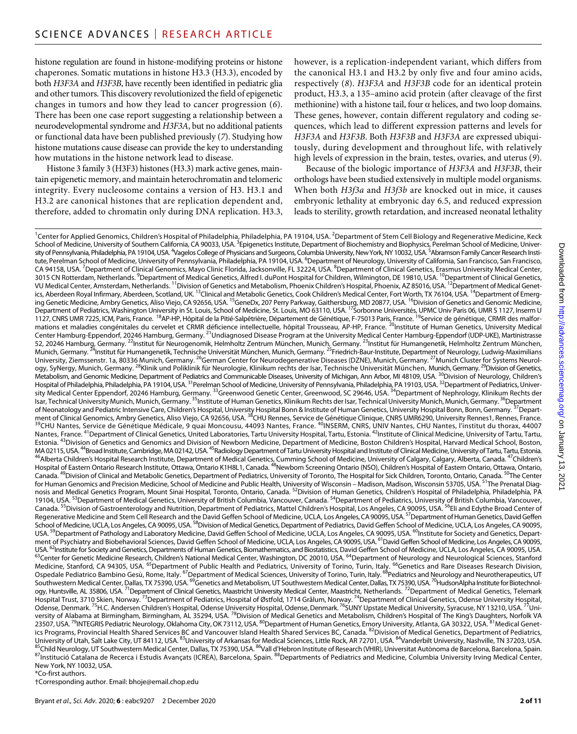histone regulation are found in histone-modifying proteins or histone chaperones. Somatic mutations in histone H3.3 (H3.3), encoded by both *H3F3A* and *H3F3B*, have recently been identified in pediatric glia and other tumors. This discovery revolutionized the field of epigenetic changes in tumors and how they lead to cancer progression (*6*). There has been one case report suggesting a relationship between a neurodevelopmental syndrome and *H3F3A*, but no additional patients or functional data have been published previously (*7*). Studying how histone mutations cause disease can provide the key to understanding how mutations in the histone network lead to disease.

Histone 3 family 3 (H3F3) histones (H3.3) mark active genes, maintain epigenetic memory, and maintain heterochromatin and telomeric integrity. Every nucleosome contains a version of H3. H3.1 and H3.2 are canonical histones that are replication dependent and, therefore, added to chromatin only during DNA replication. H3.3, however, is a replication-independent variant, which differs from the canonical H3.1 and H3.2 by only five and four amino acids, respectively (*8*). *H3F3A* and *H3F3B* code for an identical protein product, H3.3, a 135–amino acid protein (after cleavage of the first methionine) with a histone tail, four α helices, and two loop domains. These genes, however, contain different regulatory and coding sequences, which lead to different expression patterns and levels for *H3F3A* and *H3F3B*. Both *H3F3B* and *H3F3A* are expressed ubiquitously, during development and throughout life, with relatively high levels of expression in the brain, testes, ovaries, and uterus (*9*).

Because of the biologic importance of *H3F3A* and *H3F3B*, their orthologs have been studied extensively in multiple model organisms. When both *H3f3a* and *H3f3b* are knocked out in mice, it causes embryonic lethality at embryonic day 6.5, and reduced expression leads to sterility, growth retardation, and increased neonatal lethality

---

[1]Center for Applied Genomics, Children's Hospital of Philadelphia, Philadelphia, PA 19104, USA. [2]Department of Stem Cell Biology and Regenerative Medicine, Keck School of Medicine, University of Southern California, CA 90033, USA. [3]Epigenetics Institute, Department of Biochemistry and Biophysics, Perelman School of Medicine, University of Pennsylvania, Philadelphia, PA 19104, USA. [4]Vagelos College of Physicians and Surgeons, Columbia University, New York, NY 10032, USA. [5]Abramson Family Cancer Research Institute, Perelman School of Medicine, University of Pennsylvania, Philadelphia, PA 19104, USA. [6]Department of Neurology, University of California, San Francisco, San Francisco, CA 94158, USA. [7]Department of Clinical Genomics, Mayo Clinic Florida, Jacksonville, FL 32224, USA. [8]Department of Clinical Genetics, Erasmus University Medical Center, 3015 CN Rotterdam, Netherlands. [9]Department of Medical Genetics, Alfred I. duPont Hospital for Children, Wilmington, DE 19810, USA. [10]Department of Clinical Genetics, VU Medical Center, Amsterdam, Netherlands. [11]Division of Genetics and Metabolism, Phoenix Children's Hospital, Phoenix, AZ 85016, USA. [12]Department of Medical Genetics, Aberdeen Royal Infirmary, Aberdeen, Scotland, UK. [13]Clinical and Metabolic Genetics, Cook Children's Medical Center, Fort Worth, TX 76104, USA. [14]Department of Emerging Genetic Medicine, Ambry Genetics, Aliso Viejo, CA 92656, USA. [15]GeneDx, 207 Perry Parkway, Gaithersburg, MD 20877, USA. [16]Division of Genetics and Genomic Medicine, Department of Pediatrics, Washington University in St. Louis, School of Medicine, St. Louis, MO 63110, USA. [17]Sorbonne Universités, UPMC Univ Paris 06, UMR S 1127, Inserm U 1127, CNRS UMR 7225, ICM, Paris, France. [18]AP-HP, Hôpital de la Pitié-Salpêtrière, Département de Génétique, F-75013 Paris, France. [19]Service de génétique, CRMR des malformations et maladies congénitales du cervelet et CRMR déficience intellectuelle, hôpital Trousseau, AP-HP, France. [20]Institute of Human Genetics, University Medical Center Hamburg-Eppendorf, 20246 Hamburg, Germany. [21]Undiagnosed Disease Program at the University Medical Center Hamburg-Eppendorf (UDP-UKE), Martinistrasse 52, 20246 Hamburg, Germany. [22]Institut für Neurogenomik, Helmholtz Zentrum München, Munich, Germany. [23]Institut für Humangenetik, Helmholtz Zentrum München, Munich, Germany. [24]Institut für Humangenetik, Technische Universität München, Munich, Germany. [25]Friedrich-Baur-Institute, Department of Neurology, Ludwig-Maximilians University, Ziemssenstr. 1a, 80336 Munich, Germany. [26]German Center for Neurodegenerative Diseases (DZNE), Munich, Germany. [27]Munich Cluster for Systems Neurology, SyNergy, Munich, Germany. [28]Klinik und Poliklinik für Neurologie, Klinikum rechts der Isar, Technische Universität München, Munich, Germany. [29]Division of Genetics, Metabolism, and Genomic Medicine, Department of Pediatrics and Communicable Diseases, University of Michigan, Ann Arbor, MI 48109, USA. [30]Division of Neurology, Children's Hospital of Philadelphia, Philadelphia, PA 19104, USA. [31]Perelman School of Medicine, University of Pennsylvania, Philadelphia, PA 19103, USA. [32]Department of Pediatrics, University Medical Center Eppendorf, 20246 Hamburg, Germany. [33]Greenwood Genetic Center, Greenwood, SC 29646, USA. [34]Department of Nephrology, Klinikum Rechts der Isar, Technical University Munich, Munich, Germany. [35]Institute of Human Genetics, Klinikum Rechts der Isar, Technical University Munich, Munich, Germany. [36]Department of Neonatology and Pediatric Intensive Care, Children's Hospital, University Hospital Bonn & Institute of Human Genetics, University Hospital Bonn, Bonn, Germany. [37]Department of Clinical Genomics, Ambry Genetics, Aliso Viejo, CA 92656, USA. [38]CHU Rennes, Service de Génétique Clinique, CNRS UMR6290, University Rennes1, Rennes, France. [39]CHU Nantes, Service de Génétique Médicale, 9 quai Moncousu, 44093 Nantes, France. [40]INSERM, CNRS, UNIV Nantes, CHU Nantes, l'institut du thorax, 44007 Nantes, France. [41]Department of Clinical Genetics, United Laboratories, Tartu University Hospital, Tartu, Estonia. [42]Institute of Clinical Medicine, University of Tartu, Tartu, Estonia. [43]Division of Genetics and Genomics and Division of Newborn Medicine, Department of Medicine, Boston Children's Hospital, Harvard Medical School, Boston, MA 02115, USA. [44]Broad Institute, Cambridge, MA 02142, USA. [45]Radiology Department of Tartu University Hospital and Institute of Clinical Medicine, University of Tartu, Tartu, Estonia. [46]Alberta Children's Hospital Research Institute, Department of Medical Genetics, Cumming School of Medicine, University of Calgary, Calgary, Alberta, Canada. [47]Children's Hospital of Eastern Ontario Research Institute, Ottawa, Ontario K1H8L1, Canada. [48]Newborn Screening Ontario (NSO), Children's Hospital of Eastern Ontario, Ottawa, Ontario, Canada. [49]Division of Clinical and Metabolic Genetics, Department of Pediatrics, University of Toronto, The Hospital for Sick Children, Toronto, Ontario, Canada. [50]The Center for Human Genomics and Precision Medicine, School of Medicine and Public Health, University of Wisconsin – Madison, Madison, Wisconsin 53705, USA. [51]The Prenatal Diagnosis and Medical Genetics Program, Mount Sinai Hospital, Toronto, Ontario, Canada. [52]Division of Human Genetics, Children's Hospital of Philadelphia, Philadelphia, PA 19104, USA. [53]Department of Medical Genetics, University of British Columbia, Vancouver, Canada. [54]Department of Pediatrics, University of British Columbia, Vancouver, Canada. [55]Division of Gastroenterology and Nutrition, Department of Pediatrics, Mattel Children's Hospital, Los Angeles, CA 90095, USA. [56]Eli and Edythe Broad Center of Regenerative Medicine and Stem Cell Research and the David Geffen School of Medicine, UCLA, Los Angeles, CA 90095, USA. [57]Department of Human Genetics, David Geffen School of Medicine, UCLA, Los Angeles, CA 90095, USA. [58]Division of Medical Genetics, Department of Pediatrics, David Geffen School of Medicine, UCLA, Los Angeles, CA 90095, USA. [59]Department of Pathology and Laboratory Medicine, David Geffen School of Medicine, UCLA, Los Angeles, CA 90095, USA. [60]Institute for Society and Genetics, Department of Psychiatry and Biobehavioral Sciences, David Geffen School of Medicine, UCLA, Los Angeles, CA 90095, USA. [61]David Geffen School of Medicine, Los Angeles, CA 90095, USA. [62]Institute for Society and Genetics, Departments of Human Genetics, Biomathematics, and Biostatistics, David Geffen School of Medicine, UCLA, Los Angeles, CA 90095, USA. [63]Center for Genetic Medicine Research, Children's National Medical Center, Washington, DC 20010, USA. [64]Department of Neurology and Neurological Sciences, Stanford Medicine, Stanford, CA 94305, USA. [65]Department of Public Health and Pediatrics, University of Torino, Turin, Italy. [66]Genetics and Rare Diseases Research Division, Ospedale Pediatrico Bambino Gesù, Rome, Italy. [67]Department of Medical Sciences, University of Torino, Turin, Italy. [68]Pediatrics and Neurology and Neurotherapeutics, UT Southwestern Medical Center, Dallas, TX 75390, USA. [69]Genetics and Metabolism, UT Southwestern Medical Center, Dallas, TX 75390, USA. [70]HudsonAlpha Institute for Biotechnology, Huntsville, AL 35806, USA. [71]Department of Clinical Genetics, Maastricht University Medical Center, Maastricht, Netherlands. [72]Department of Medical Genetics, Telemark Hospital Trust, 3710 Skien, Norway. [73]Department of Pediatrics, Hospital of Østfold, 1714 Grålum, Norway. [74]Department of Clinical Genetics, Odense University Hospital, Odense, Denmark. [75]H.C. Andersen Children's Hospital, Odense University Hospital, Odense, Denmark. [76]SUNY Upstate Medical University, Syracuse, NY 13210, USA. [77]University of Alabama at Birmingham, Birmingham, AL 35294, USA. [78]Division of Medical Genetics and Metabolism, Children's Hospital of The King's Daughters, Norfolk VA 23507, USA. [79]INTEGRIS Pediatric Neurology, Oklahoma City, OK 73112, USA. [80]Department of Human Genetics, Emory University, Atlanta, GA 30322, USA. [81]Medical Genetics Programs, Provincial Health Shared Services BC and Vancouver Island Health Shared Services BC, Canada. [82]Division of Medical Genetics, Department of Pediatrics, University of Utah, Salt Lake City, UT 84112, USA. [83]University of Arkansas for Medical Sciences, Little Rock, AR 72701, USA. [84]Vanderbilt University, Nashville, TN 37203, USA. [85]Child Neurology, UT Southwestern Medical Center, Dallas, TX 75390, USA. [86]Vall d'Hebron Institute of Research (VHIR), Universitat Autònoma de Barcelona, Barcelona, Spain. [87]Institució Catalana de Recerca i Estudis Avançats (ICREA), Barcelona, Spain. [88]Departments of Pediatrics and Medicine, Columbia University Irving Medical Center, New York, NY 10032, USA.

*Co-first authors.

†Corresponding author. Email: bhoje@email.chop.edu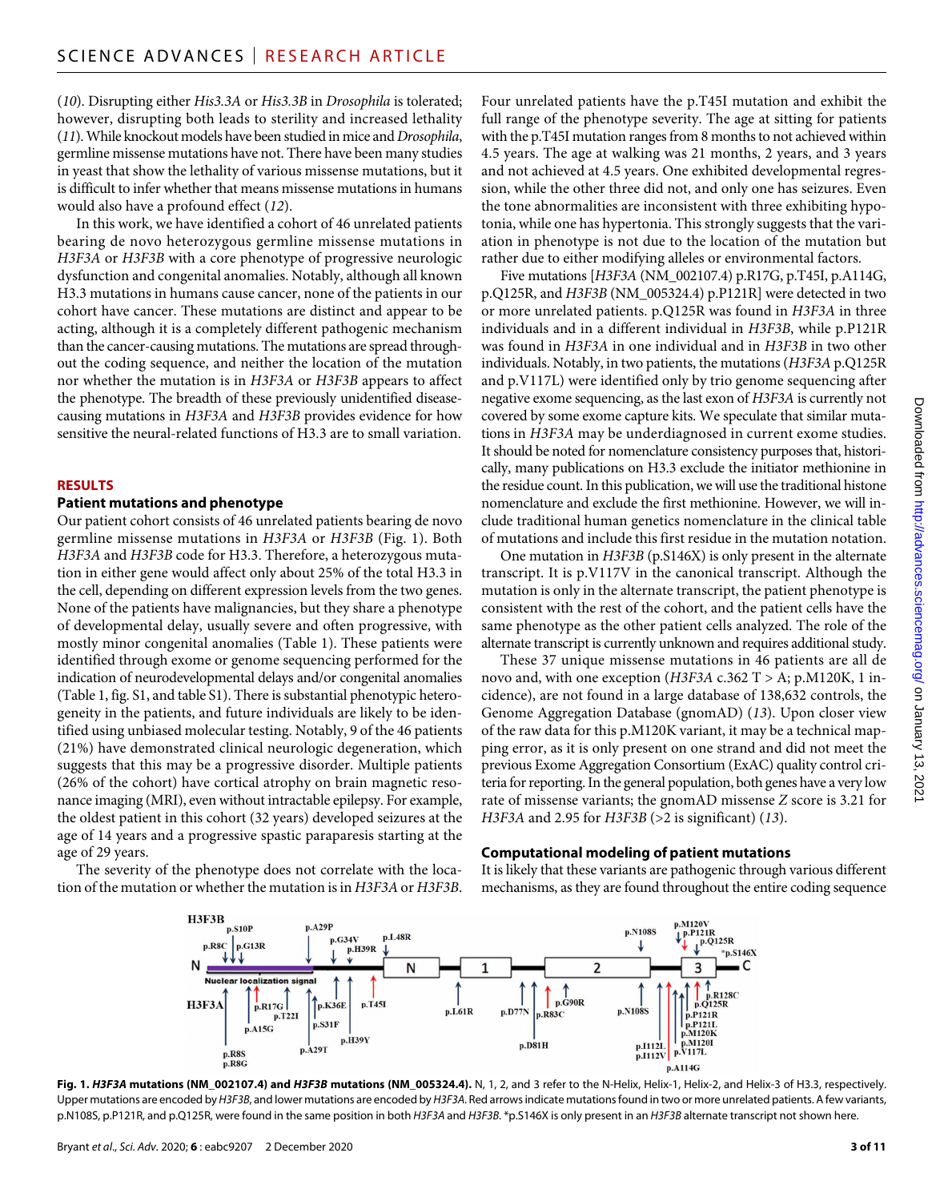(*10*). Disrupting either *His3.3A* or *His3.3B* in *Drosophila* is tolerated; however, disrupting both leads to sterility and increased lethality (*11*). While knockout models have been studied in mice and *Drosophila*, germline missense mutations have not. There have been many studies in yeast that show the lethality of various missense mutations, but it is difficult to infer whether that means missense mutations in humans would also have a profound effect (*12*).

In this work, we have identified a cohort of 46 unrelated patients bearing de novo heterozygous germline missense mutations in *H3F3A* or *H3F3B* with a core phenotype of progressive neurologic dysfunction and congenital anomalies. Notably, although all known H3.3 mutations in humans cause cancer, none of the patients in our cohort have cancer. These mutations are distinct and appear to be acting, although it is a completely different pathogenic mechanism than the cancer-causing mutations. The mutations are spread throughout the coding sequence, and neither the location of the mutation nor whether the mutation is in *H3F3A* or *H3F3B* appears to affect the phenotype. The breadth of these previously unidentified disease-causing mutations in *H3F3A* and *H3F3B* provides evidence for how sensitive the neural-related functions of H3.3 are to small variation.

## RESULTS

### Patient mutations and phenotype

Our patient cohort consists of 46 unrelated patients bearing de novo germline missense mutations in *H3F3A* or *H3F3B* (Fig. 1). Both *H3F3A* and *H3F3B* code for H3.3. Therefore, a heterozygous mutation in either gene would affect only about 25% of the total H3.3 in the cell, depending on different expression levels from the two genes. None of the patients have malignancies, but they share a phenotype of developmental delay, usually severe and often progressive, with mostly minor congenital anomalies (Table 1). These patients were identified through exome or genome sequencing performed for the indication of neurodevelopmental delays and/or congenital anomalies (Table 1, fig. S1, and table S1). There is substantial phenotypic heterogeneity in the patients, and future individuals are likely to be identified using unbiased molecular testing. Notably, 9 of the 46 patients (21%) have demonstrated clinical neurologic degeneration, which suggests that this may be a progressive disorder. Multiple patients (26% of the cohort) have cortical atrophy on brain magnetic resonance imaging (MRI), even without intractable epilepsy. For example, the oldest patient in this cohort (32 years) developed seizures at the age of 14 years and a progressive spastic paraparesis starting at the age of 29 years.

The severity of the phenotype does not correlate with the location of the mutation or whether the mutation is in *H3F3A* or *H3F3B*. Four unrelated patients have the p.T45I mutation and exhibit the full range of the phenotype severity. The age at sitting for patients with the p.T45I mutation ranges from 8 months to not achieved within 4.5 years. The age at walking was 21 months, 2 years, and 3 years and not achieved at 4.5 years. One exhibited developmental regression, while the other three did not, and only one has seizures. Even the tone abnormalities are inconsistent with three exhibiting hypotonia, while one has hypertonia. This strongly suggests that the variation in phenotype is not due to the location of the mutation but rather due to either modifying alleles or environmental factors.

Five mutations [*H3F3A* (NM_002107.4) p.R17G, p.T45I, p.A114G, p.Q125R, and *H3F3B* (NM_005324.4) p.P121R] were detected in two or more unrelated patients. p.Q125R was found in *H3F3A* in three individuals and in a different individual in *H3F3B*, while p.P121R was found in *H3F3A* in one individual and in *H3F3B* in two other individuals. Notably, in two patients, the mutations (*H3F3A* p.Q125R and p.V117L) were identified only by trio genome sequencing after negative exome sequencing, as the last exon of *H3F3A* is currently not covered by some exome capture kits. We speculate that similar mutations in *H3F3A* may be underdiagnosed in current exome studies. It should be noted for nomenclature consistency purposes that, historically, many publications on H3.3 exclude the initiator methionine in the residue count. In this publication, we will use the traditional histone nomenclature and exclude the first methionine. However, we will include traditional human genetics nomenclature in the clinical table of mutations and include this first residue in the mutation notation.

One mutation in *H3F3B* (p.S146X) is only present in the alternate transcript. It is p.V117V in the canonical transcript. Although the mutation is only in the alternate transcript, the patient phenotype is consistent with the rest of the cohort, and the patient cells have the same phenotype as the other patient cells analyzed. The role of the alternate transcript is currently unknown and requires additional study.

These 37 unique missense mutations in 46 patients are all de novo and, with one exception (*H3F3A* c.362 T > A; p.M120K, 1 incidence), are not found in a large database of 138,632 controls, the Genome Aggregation Database (gnomAD) (*13*). Upon closer view of the raw data for this p.M120K variant, it may be a technical mapping error, as it is only present on one strand and did not meet the previous Exome Aggregation Consortium (ExAC) quality control criteria for reporting. In the general population, both genes have a very low rate of missense variants; the gnomAD missense *Z* score is 3.21 for *H3F3A* and 2.95 for *H3F3B* (>2 is significant) (*13*).

### Computational modeling of patient mutations

It is likely that these variants are pathogenic through various different mechanisms, as they are found throughout the entire coding sequence

H3F3B
p.R8C p.S10P p.G13R p.A29P p.G34V p.H39R p.L48R p.N108S p.M120V p.P121R p.Q125R *p.S146X
N Nuclear localization signal N 1 2 3 C
H3F3A
p.R8S p.R8G p.A15G p.R17G p.T22I p.A29T p.S31F p.K36E p.H39Y p.T45I p.L61R p.D77N p.D81H p.R83C p.G90R p.N108S p.I112L p.I112V p.V117L p.M120I p.M120K p.P121L p.P121R p.Q125R p.R128C p.A114G

**Fig. 1. *H3F3A* mutations (NM_002107.4) and *H3F3B* mutations (NM_005324.4).** N, 1, 2, and 3 refer to the N-Helix, Helix-1, Helix-2, and Helix-3 of H3.3, respectively. Upper mutations are encoded by *H3F3B*, and lower mutations are encoded by *H3F3A*. Red arrows indicate mutations found in two or more unrelated patients. A few variants, p.N108S, p.P121R, and p.Q125R, were found in the same position in both *H3F3A* and *H3F3B*. *p.S146X is only present in an *H3F3B* alternate transcript not shown here.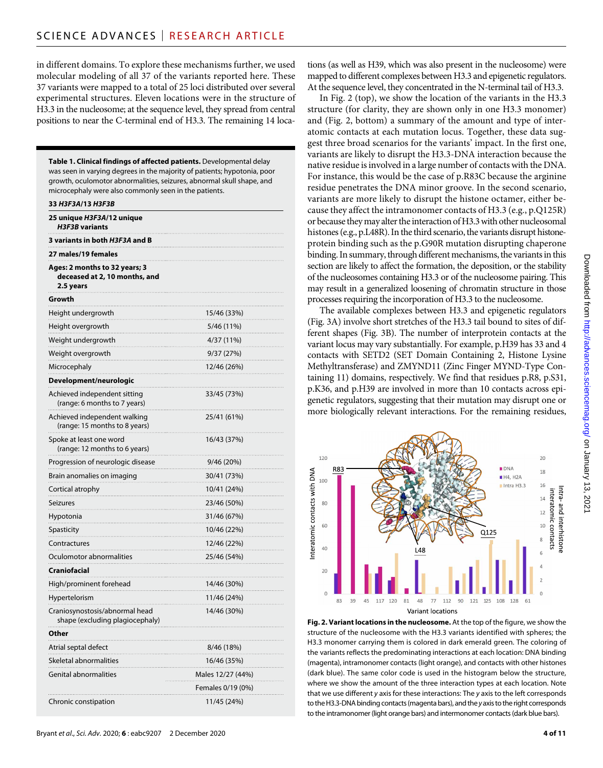in different domains. To explore these mechanisms further, we used molecular modeling of all 37 of the variants reported here. These 37 variants were mapped to a total of 25 loci distributed over several experimental structures. Eleven locations were in the structure of H3.3 in the nucleosome; at the sequence level, they spread from central positions to near the C-terminal end of H3.3. The remaining 14 locations (as well as H39, which was also present in the nucleosome) were mapped to different complexes between H3.3 and epigenetic regulators. At the sequence level, they concentrated in the N-terminal tail of H3.3.

In Fig. 2 (top), we show the location of the variants in the H3.3 structure (for clarity, they are shown only in one H3.3 monomer) and (Fig. 2, bottom) a summary of the amount and type of interatomic contacts at each mutation locus. Together, these data suggest three broad scenarios for the variants' impact. In the first one, variants are likely to disrupt the H3.3-DNA interaction because the native residue is involved in a large number of contacts with the DNA. For instance, this would be the case of p.R83C because the arginine residue penetrates the DNA minor groove. In the second scenario, variants are more likely to disrupt the histone octamer, either because they affect the intramonomer contacts of H3.3 (e.g., p.Q125R) or because they may alter the interaction of H3.3 with other nucleosomal histones (e.g., p.L48R). In the third scenario, the variants disrupt histone-protein binding such as the p.G90R mutation disrupting chaperone binding. In summary, through different mechanisms, the variants in this section are likely to affect the formation, the deposition, or the stability of the nucleosomes containing H3.3 or of the nucleosome pairing. This may result in a generalized loosening of chromatin structure in those processes requiring the incorporation of H3.3 to the nucleosome.

The available complexes between H3.3 and epigenetic regulators (Fig. 3A) involve short stretches of the H3.3 tail bound to sites of different shapes (Fig. 3B). The number of interprotein contacts at the variant locus may vary substantially. For example, p.H39 has 33 and 4 contacts with SETD2 (SET Domain Containing 2, Histone Lysine Methyltransferase) and ZMYND11 (Zinc Finger MYND-Type Containing 11) domains, respectively. We find that residues p.R8, p.S31, p.K36, and p.H39 are involved in more than 10 contacts across epigenetic regulators, suggesting that their mutation may disrupt one or more biologically relevant interactions. For the remaining residues,

**Table 1. Clinical findings of affected patients.** Developmental delay was seen in varying degrees in the majority of patients; hypotonia, poor growth, oculomotor abnormalities, seizures, abnormal skull shape, and microcephaly were also commonly seen in the patients.

| | |
|---|---|
| **33 *H3F3A*/13 *H3F3B*** | |
| **25 unique *H3F3A*/12 unique *H3F3B* variants** | |
| **3 variants in both *H3F3A* and B** | |
| **27 males/19 females** | |
| **Ages: 2 months to 32 years; 3 deceased at 2, 10 months, and 2.5 years** | |
| **Growth** | |
| Height undergrowth | 15/46 (33%) |
| Height overgrowth | 5/46 (11%) |
| Weight undergrowth | 4/37 (11%) |
| Weight overgrowth | 9/37 (27%) |
| Microcephaly | 12/46 (26%) |
| **Development/neurologic** | |
| Achieved independent sitting (range: 6 months to 7 years) | 33/45 (73%) |
| Achieved independent walking (range: 15 months to 8 years) | 25/41 (61%) |
| Spoke at least one word (range: 12 months to 6 years) | 16/43 (37%) |
| Progression of neurologic disease | 9/46 (20%) |
| Brain anomalies on imaging | 30/41 (73%) |
| Cortical atrophy | 10/41 (24%) |
| Seizures | 23/46 (50%) |
| Hypotonia | 31/46 (67%) |
| Spasticity | 10/46 (22%) |
| Contractures | 12/46 (22%) |
| Oculomotor abnormalities | 25/46 (54%) |
| **Craniofacial** | |
| High/prominent forehead | 14/46 (30%) |
| Hypertelorism | 11/46 (24%) |
| Craniosynostosis/abnormal head shape (excluding plagiocephaly) | 14/46 (30%) |
| **Other** | |
| Atrial septal defect | 8/46 (18%) |
| Skeletal abnormalities | 16/46 (35%) |
| Genital abnormalities | Males 12/27 (44%) |
| | Females 0/19 (0%) |
| Chronic constipation | 11/45 (24%) |

R83
L48
Q125
DNA
H4, H2A
Intra H3.3
Interatomic contacts with DNA
Intra- and interhistone interatomic contacts
0 20 40 60 80 100 120
0 2 4 6 8 10 12 14 16 18 20
83 39 45 117 120 81 48 77 112 90 121 125 108 128 61
Variant locations

**Fig. 2. Variant locations in the nucleosome.** At the top of the figure, we show the structure of the nucleosome with the H3.3 variants identified with spheres; the H3.3 monomer carrying them is colored in dark emerald green. The coloring of the variants reflects the predominating interactions at each location: DNA binding (magenta), intramonomer contacts (light orange), and contacts with other histones (dark blue). The same color code is used in the histogram below the structure, where we show the amount of the three interaction types at each location. Note that we use different *y* axis for these interactions: The *y* axis to the left corresponds to the H3.3-DNA binding contacts (magenta bars), and the *y* axis to the right corresponds to the intramonomer (light orange bars) and intermonomer contacts (dark blue bars).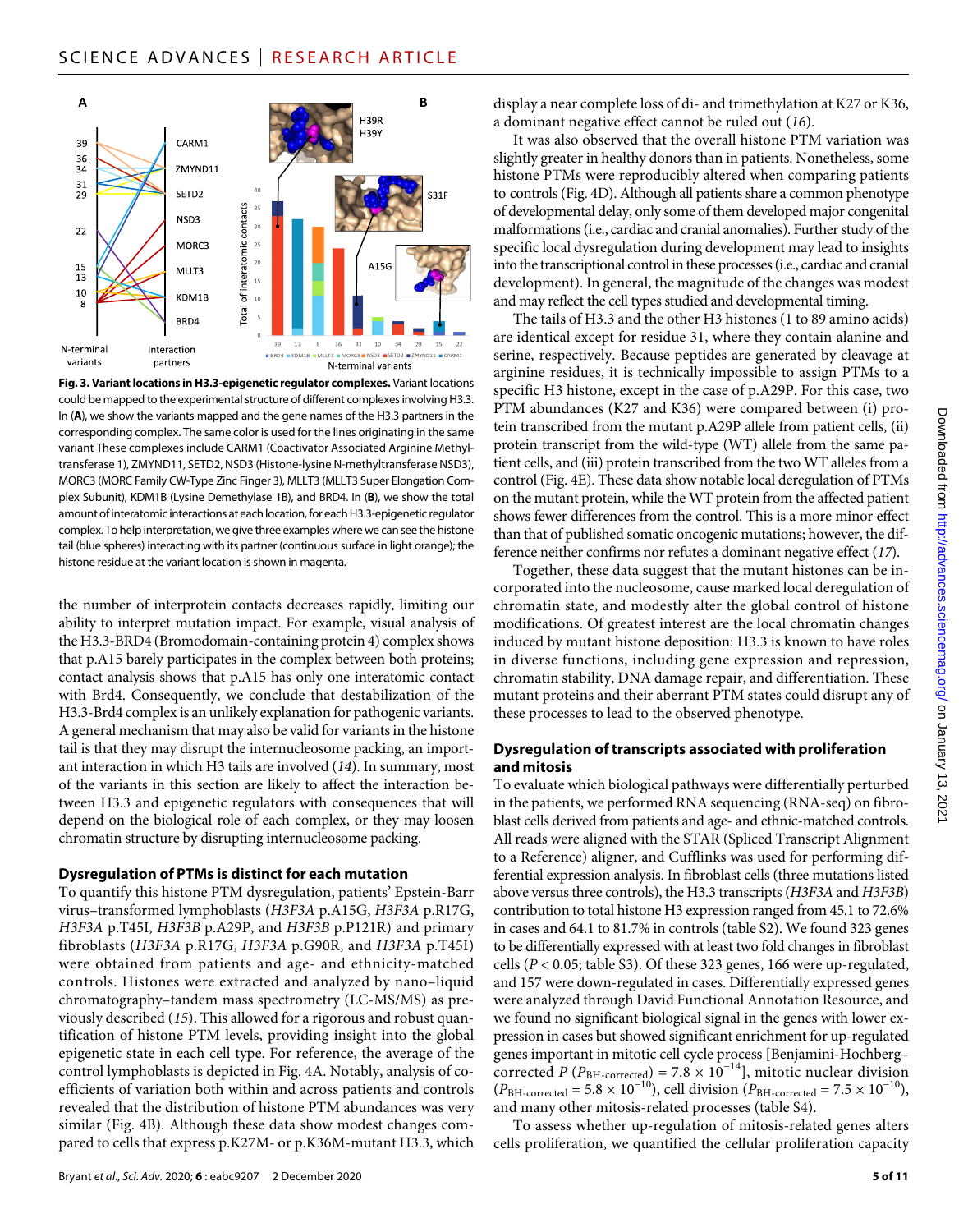A

39
36
34
31
29

22

15
13
10
8

CARM1
ZMYND11
SETD2
NSD3
MORC3
MLLT3
KDM1B
BRD4

N-terminal variants

Interaction partners

B

H39R
H39Y

S31F

A15G

Total of interatomic contacts

40
35
30
25
20
15
10
5
0

39 13 8 36 31 10 34 29 15 22

BRD4 KDM1B MLLT3 MORC3 NSD1 SETD2 ZMYND11 CARM1

N-terminal variants

**Fig. 3. Variant locations in H3.3-epigenetic regulator complexes.** Variant locations could be mapped to the experimental structure of different complexes involving H3.3. In (**A**), we show the variants mapped and the gene names of the H3.3 partners in the corresponding complex. The same color is used for the lines originating in the same variant These complexes include CARM1 (Coactivator Associated Arginine Methyltransferase 1), ZMYND11, SETD2, NSD3 (Histone-lysine N-methyltransferase NSD3), MORC3 (MORC Family CW-Type Zinc Finger 3), MLLT3 (MLLT3 Super Elongation Complex Subunit), KDM1B (Lysine Demethylase 1B), and BRD4. In (**B**), we show the total amount of interatomic interactions at each location, for each H3.3-epigenetic regulator complex. To help interpretation, we give three examples where we can see the histone tail (blue spheres) interacting with its partner (continuous surface in light orange); the histone residue at the variant location is shown in magenta.

the number of interprotein contacts decreases rapidly, limiting our ability to interpret mutation impact. For example, visual analysis of the H3.3-BRD4 (Bromodomain-containing protein 4) complex shows that p.A15 barely participates in the complex between both proteins; contact analysis shows that p.A15 has only one interatomic contact with Brd4. Consequently, we conclude that destabilization of the H3.3-Brd4 complex is an unlikely explanation for pathogenic variants. A general mechanism that may also be valid for variants in the histone tail is that they may disrupt the internucleosome packing, an important interaction in which H3 tails are involved (*14*). In summary, most of the variants in this section are likely to affect the interaction between H3.3 and epigenetic regulators with consequences that will depend on the biological role of each complex, or they may loosen chromatin structure by disrupting internucleosome packing.

### Dysregulation of PTMs is distinct for each mutation

To quantify this histone PTM dysregulation, patients' Epstein-Barr virus–transformed lymphoblasts (*H3F3A* p.A15G, *H3F3A* p.R17G, *H3F3A* p.T45I, *H3F3B* p.A29P, and *H3F3B* p.P121R) and primary fibroblasts (*H3F3A* p.R17G, *H3F3A* p.G90R, and *H3F3A* p.T45I) were obtained from patients and age- and ethnicity-matched controls. Histones were extracted and analyzed by nano–liquid chromatography–tandem mass spectrometry (LC-MS/MS) as previously described (*15*). This allowed for a rigorous and robust quantification of histone PTM levels, providing insight into the global epigenetic state in each cell type. For reference, the average of the control lymphoblasts is depicted in Fig. 4A. Notably, analysis of coefficients of variation both within and across patients and controls revealed that the distribution of histone PTM abundances was very similar (Fig. 4B). Although these data show modest changes compared to cells that express p.K27M- or p.K36M-mutant H3.3, which display a near complete loss of di- and trimethylation at K27 or K36, a dominant negative effect cannot be ruled out (*16*).

It was also observed that the overall histone PTM variation was slightly greater in healthy donors than in patients. Nonetheless, some histone PTMs were reproducibly altered when comparing patients to controls (Fig. 4D). Although all patients share a common phenotype of developmental delay, only some of them developed major congenital malformations (i.e., cardiac and cranial anomalies). Further study of the specific local dysregulation during development may lead to insights into the transcriptional control in these processes (i.e., cardiac and cranial development). In general, the magnitude of the changes was modest and may reflect the cell types studied and developmental timing.

The tails of H3.3 and the other H3 histones (1 to 89 amino acids) are identical except for residue 31, where they contain alanine and serine, respectively. Because peptides are generated by cleavage at arginine residues, it is technically impossible to assign PTMs to a specific H3 histone, except in the case of p.A29P. For this case, two PTM abundances (K27 and K36) were compared between (i) protein transcribed from the mutant p.A29P allele from patient cells, (ii) protein transcript from the wild-type (WT) allele from the same patient cells, and (iii) protein transcribed from the two WT alleles from a control (Fig. 4E). These data show notable local deregulation of PTMs on the mutant protein, while the WT protein from the affected patient shows fewer differences from the control. This is a more minor effect than that of published somatic oncogenic mutations; however, the difference neither confirms nor refutes a dominant negative effect (*17*).

Together, these data suggest that the mutant histones can be incorporated into the nucleosome, cause marked local deregulation of chromatin state, and modestly alter the global control of histone modifications. Of greatest interest are the local chromatin changes induced by mutant histone deposition: H3.3 is known to have roles in diverse functions, including gene expression and repression, chromatin stability, DNA damage repair, and differentiation. These mutant proteins and their aberrant PTM states could disrupt any of these processes to lead to the observed phenotype.

### Dysregulation of transcripts associated with proliferation and mitosis

To evaluate which biological pathways were differentially perturbed in the patients, we performed RNA sequencing (RNA-seq) on fibroblast cells derived from patients and age- and ethnic-matched controls. All reads were aligned with the STAR (Spliced Transcript Alignment to a Reference) aligner, and Cufflinks was used for performing differential expression analysis. In fibroblast cells (three mutations listed above versus three controls), the H3.3 transcripts (*H3F3A* and *H3F3B*) contribution to total histone H3 expression ranged from 45.1 to 72.6% in cases and 64.1 to 81.7% in controls (table S2). We found 323 genes to be differentially expressed with at least two fold changes in fibroblast cells ($P < 0.05$; table S3). Of these 323 genes, 166 were up-regulated, and 157 were down-regulated in cases. Differentially expressed genes were analyzed through David Functional Annotation Resource, and we found no significant biological signal in the genes with lower expression in cases but showed significant enrichment for up-regulated genes important in mitotic cell cycle process [Benjamini-Hochberg–corrected $P$ ($P_{\text{BH-corrected}}$) $= 7.8 \times 10^{-14}$], mitotic nuclear division ($P_{\text{BH-corrected}} = 5.8 \times 10^{-10}$), cell division ($P_{\text{BH-corrected}} = 7.5 \times 10^{-10}$), and many other mitosis-related processes (table S4).

To assess whether up-regulation of mitosis-related genes alters cells proliferation, we quantified the cellular proliferation capacity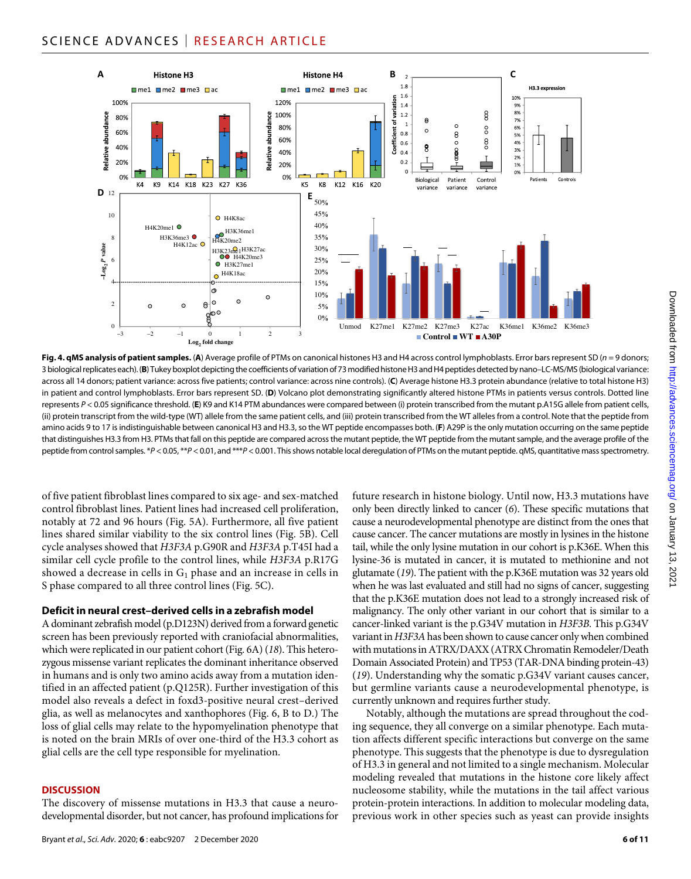**Fig. 4. qMS analysis of patient samples.** (**A**) Average profile of PTMs on canonical histones H3 and H4 across control lymphoblasts. Error bars represent SD ($n = 9$ donors; 3 biological replicates each). (**B**) Tukey boxplot depicting the coefficients of variation of 73 modified histone H3 and H4 peptides detected by nano–LC-MS/MS (biological variance: across all 14 donors; patient variance: across five patients; control variance: across nine controls). (**C**) Average histone H3.3 protein abundance (relative to total histone H3) in patient and control lymphoblasts. Error bars represent SD. (**D**) Volcano plot demonstrating significantly altered histone PTMs in patients versus controls. Dotted line represents $P < 0.05$ significance threshold. (**E**) K9 and K14 PTM abundances were compared between (i) protein transcribed from the mutant p.A15G allele from patient cells, (ii) protein transcript from the wild-type (WT) allele from the same patient cells, and (iii) protein transcribed from the WT alleles from a control. Note that the peptide from amino acids 9 to 17 is indistinguishable between canonical H3 and H3.3, so the WT peptide encompasses both. (**F**) A29P is the only mutation occurring on the same peptide that distinguishes H3.3 from H3. PTMs that fall on this peptide are compared across the mutant peptide, the WT peptide from the mutant sample, and the average profile of the peptide from control samples. *$P < 0.05$, **$P < 0.01$, and ***$P < 0.001$. This shows notable local deregulation of PTMs on the mutant peptide. qMS, quantitative mass spectrometry.

of five patient fibroblast lines compared to six age- and sex-matched control fibroblast lines. Patient lines had increased cell proliferation, notably at 72 and 96 hours (Fig. 5A). Furthermore, all five patient lines shared similar viability to the six control lines (Fig. 5B). Cell cycle analyses showed that *H3F3A* p.G90R and *H3F3A* p.T45I had a similar cell cycle profile to the control lines, while *H3F3A* p.R17G showed a decrease in cells in $G_1$ phase and an increase in cells in S phase compared to all three control lines (Fig. 5C).

### Deficit in neural crest–derived cells in a zebrafish model

A dominant zebrafish model (p.D123N) derived from a forward genetic screen has been previously reported with craniofacial abnormalities, which were replicated in our patient cohort (Fig. 6A) (*18*). This heterozygous missense variant replicates the dominant inheritance observed in humans and is only two amino acids away from a mutation identified in an affected patient (p.Q125R). Further investigation of this model also reveals a defect in foxd3-positive neural crest–derived glia, as well as melanocytes and xanthophores (Fig. 6, B to D.) The loss of glial cells may relate to the hypomyelination phenotype that is noted on the brain MRIs of over one-third of the H3.3 cohort as glial cells are the cell type responsible for myelination.

## DISCUSSION

The discovery of missense mutations in H3.3 that cause a neurodevelopmental disorder, but not cancer, has profound implications for future research in histone biology. Until now, H3.3 mutations have only been directly linked to cancer (*6*). These specific mutations that cause a neurodevelopmental phenotype are distinct from the ones that cause cancer. The cancer mutations are mostly in lysines in the histone tail, while the only lysine mutation in our cohort is p.K36E. When this lysine-36 is mutated in cancer, it is mutated to methionine and not glutamate (*19*). The patient with the p.K36E mutation was 32 years old when he was last evaluated and still had no signs of cancer, suggesting that the p.K36E mutation does not lead to a strongly increased risk of malignancy. The only other variant in our cohort that is similar to a cancer-linked variant is the p.G34V mutation in *H3F3B*. This p.G34V variant in *H3F3A* has been shown to cause cancer only when combined with mutations in ATRX/DAXX (ATRX Chromatin Remodeler/Death Domain Associated Protein) and TP53 (TAR-DNA binding protein-43) (*19*). Understanding why the somatic p.G34V variant causes cancer, but germline variants cause a neurodevelopmental phenotype, is currently unknown and requires further study.

Notably, although the mutations are spread throughout the coding sequence, they all converge on a similar phenotype. Each mutation affects different specific interactions but converge on the same phenotype. This suggests that the phenotype is due to dysregulation of H3.3 in general and not limited to a single mechanism. Molecular modeling revealed that mutations in the histone core likely affect nucleosome stability, while the mutations in the tail affect various protein-protein interactions. In addition to molecular modeling data, previous work in other species such as yeast can provide insights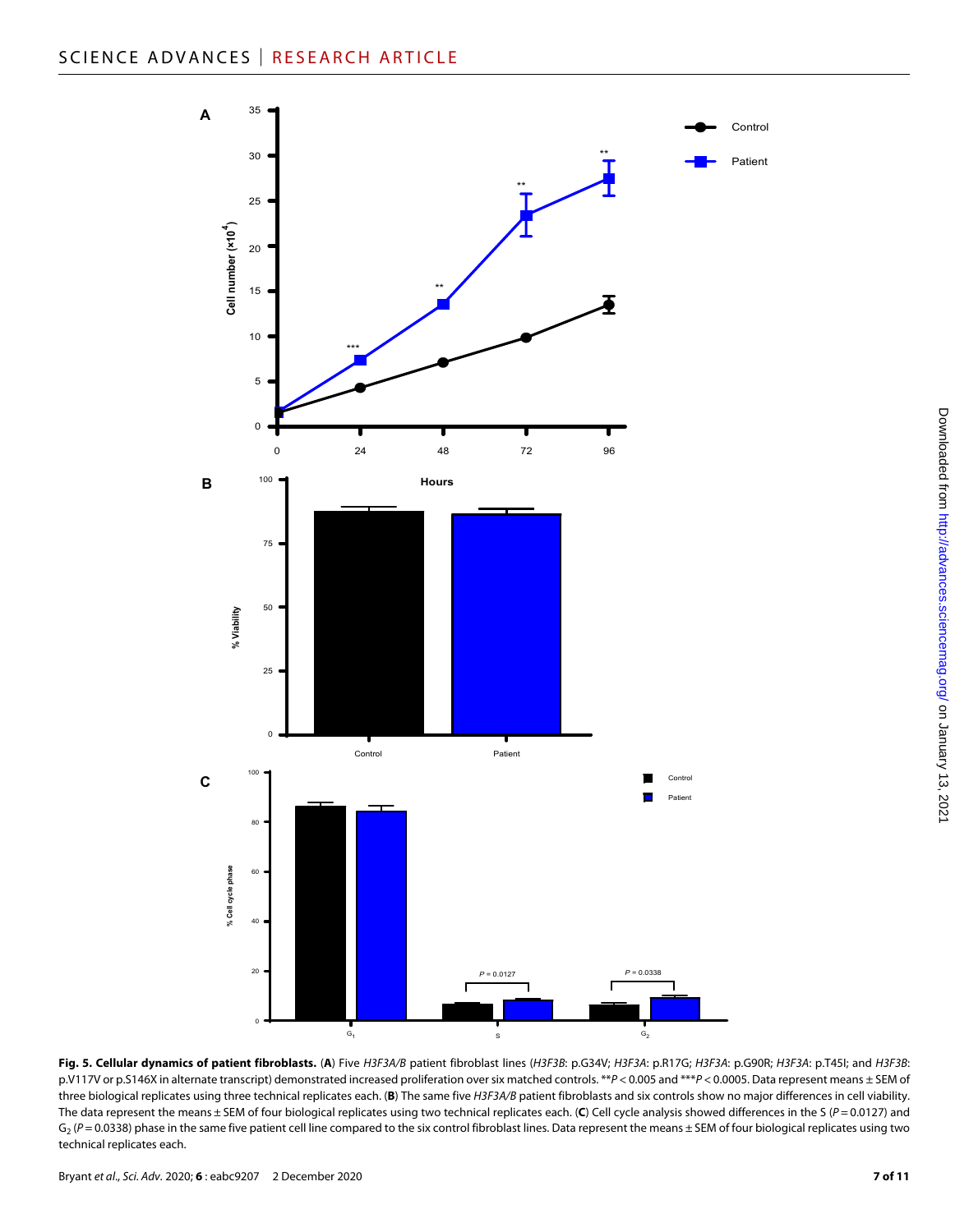A

Cell number (×10$^4$)

35
30
25
20
15
10
5
0

0
24
48
72
96

Hours

Control
Patient

***
**
**
**

B

% Viability

100
75
50
25
0

Control
Patient

C

% Cell cycle phase

100
80
60
40
20
0

$G_1$
S
$G_2$

Control
Patient

$P = 0.0127$
$P = 0.0338$

**Fig. 5. Cellular dynamics of patient fibroblasts.** (**A**) Five *H3F3A/B* patient fibroblast lines (*H3F3B*: p.G34V; *H3F3A*: p.R17G; *H3F3A*: p.G90R; *H3F3A*: p.T45I; and *H3F3B*: p.V117V or p.S146X in alternate transcript) demonstrated increased proliferation over six matched controls. $^{**}P < 0.005$ and $^{***}P < 0.0005$. Data represent means ± SEM of three biological replicates using three technical replicates each. (**B**) The same five *H3F3A/B* patient fibroblasts and six controls show no major differences in cell viability. The data represent the means ± SEM of four biological replicates using two technical replicates each. (**C**) Cell cycle analysis showed differences in the S ($P = 0.0127$) and $G_2$ ($P = 0.0338$) phase in the same five patient cell line compared to the six control fibroblast lines. Data represent the means ± SEM of four biological replicates using two technical replicates each.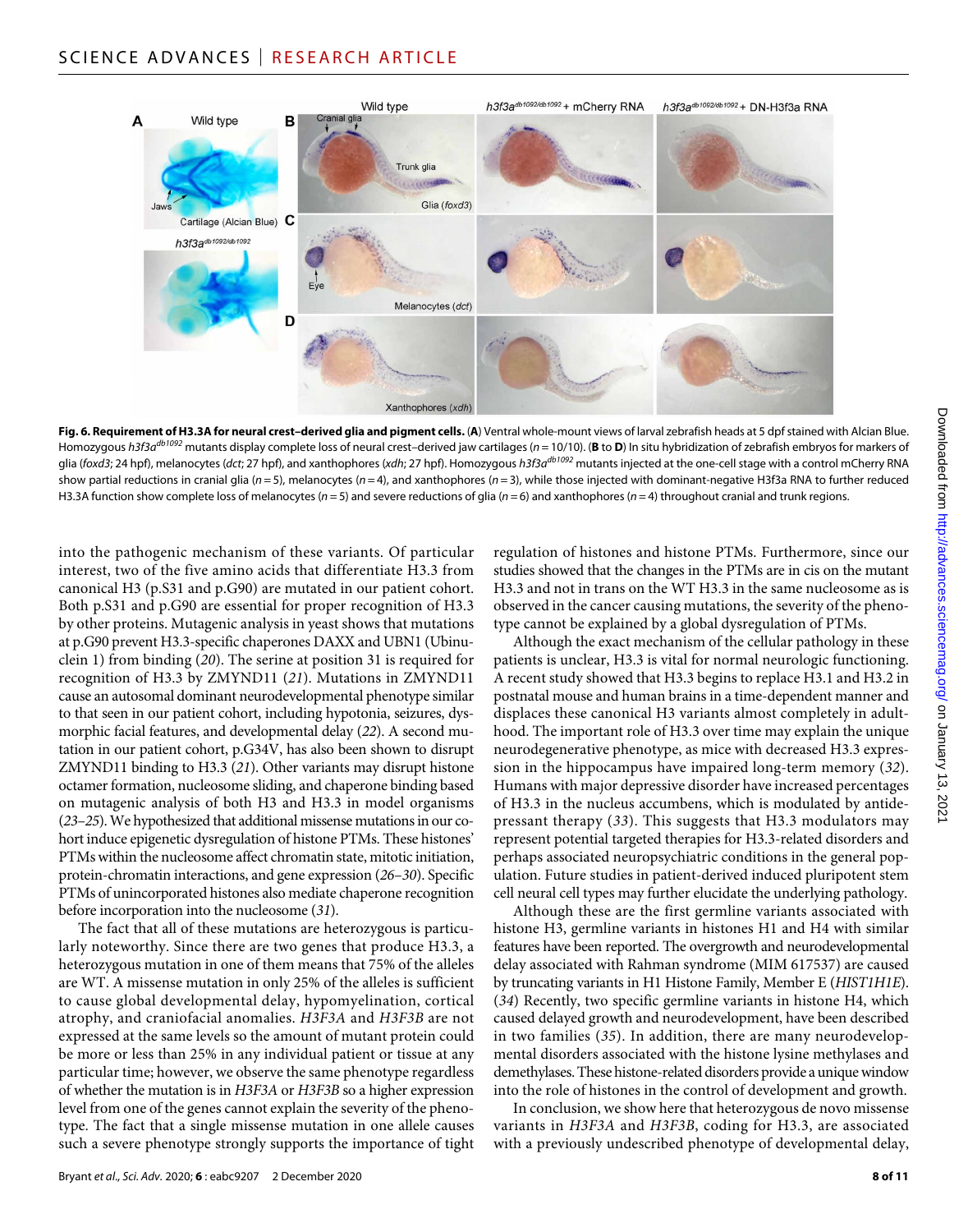Wild type

A

Jaws

Cartilage (Alcian Blue)

$h3f3a^{db1092/db1092}$

B

Wild type

Cranial glia

Trunk glia

Glia (*foxd3*)

$h3f3a^{db1092/db1092}$ + mCherry RNA

$h3f3a^{db1092/db1092}$ + DN-H3f3a RNA

C

Eye

Melanocytes (*dct*)

D

Xanthophores (*xdh*)

**Fig. 6. Requirement of H3.3A for neural crest–derived glia and pigment cells.** (**A**) Ventral whole-mount views of larval zebrafish heads at 5 dpf stained with Alcian Blue. Homozygous $h3f3a^{db1092}$ mutants display complete loss of neural crest–derived jaw cartilages ($n$ = 10/10). (**B** to **D**) In situ hybridization of zebrafish embryos for markers of glia (*foxd3*; 24 hpf), melanocytes (*dct*; 27 hpf), and xanthophores (*xdh*; 27 hpf). Homozygous $h3f3a^{db1092}$ mutants injected at the one-cell stage with a control mCherry RNA show partial reductions in cranial glia ($n$ = 5), melanocytes ($n$ = 4), and xanthophores ($n$ = 3), while those injected with dominant-negative H3f3a RNA to further reduced H3.3A function show complete loss of melanocytes ($n$ = 5) and severe reductions of glia ($n$ = 6) and xanthophores ($n$ = 4) throughout cranial and trunk regions.

into the pathogenic mechanism of these variants. Of particular interest, two of the five amino acids that differentiate H3.3 from canonical H3 (p.S31 and p.G90) are mutated in our patient cohort. Both p.S31 and p.G90 are essential for proper recognition of H3.3 by other proteins. Mutagenic analysis in yeast shows that mutations at p.G90 prevent H3.3-specific chaperones DAXX and UBN1 (Ubinuclein 1) from binding (*20*). The serine at position 31 is required for recognition of H3.3 by ZMYND11 (*21*). Mutations in ZMYND11 cause an autosomal dominant neurodevelopmental phenotype similar to that seen in our patient cohort, including hypotonia, seizures, dysmorphic facial features, and developmental delay (*22*). A second mutation in our patient cohort, p.G34V, has also been shown to disrupt ZMYND11 binding to H3.3 (*21*). Other variants may disrupt histone octamer formation, nucleosome sliding, and chaperone binding based on mutagenic analysis of both H3 and H3.3 in model organisms (*23–25*). We hypothesized that additional missense mutations in our cohort induce epigenetic dysregulation of histone PTMs. These histones' PTMs within the nucleosome affect chromatin state, mitotic initiation, protein-chromatin interactions, and gene expression (*26–30*). Specific PTMs of unincorporated histones also mediate chaperone recognition before incorporation into the nucleosome (*31*).

The fact that all of these mutations are heterozygous is particularly noteworthy. Since there are two genes that produce H3.3, a heterozygous mutation in one of them means that 75% of the alleles are WT. A missense mutation in only 25% of the alleles is sufficient to cause global developmental delay, hypomyelination, cortical atrophy, and craniofacial anomalies. *H3F3A* and *H3F3B* are not expressed at the same levels so the amount of mutant protein could be more or less than 25% in any individual patient or tissue at any particular time; however, we observe the same phenotype regardless of whether the mutation is in *H3F3A* or *H3F3B* so a higher expression level from one of the genes cannot explain the severity of the phenotype. The fact that a single missense mutation in one allele causes such a severe phenotype strongly supports the importance of tight regulation of histones and histone PTMs. Furthermore, since our studies showed that the changes in the PTMs are in cis on the mutant H3.3 and not in trans on the WT H3.3 in the same nucleosome as is observed in the cancer causing mutations, the severity of the phenotype cannot be explained by a global dysregulation of PTMs.

Although the exact mechanism of the cellular pathology in these patients is unclear, H3.3 is vital for normal neurologic functioning. A recent study showed that H3.3 begins to replace H3.1 and H3.2 in postnatal mouse and human brains in a time-dependent manner and displaces these canonical H3 variants almost completely in adulthood. The important role of H3.3 over time may explain the unique neurodegenerative phenotype, as mice with decreased H3.3 expression in the hippocampus have impaired long-term memory (*32*). Humans with major depressive disorder have increased percentages of H3.3 in the nucleus accumbens, which is modulated by antidepressant therapy (*33*). This suggests that H3.3 modulators may represent potential targeted therapies for H3.3-related disorders and perhaps associated neuropsychiatric conditions in the general population. Future studies in patient-derived induced pluripotent stem cell neural cell types may further elucidate the underlying pathology.

Although these are the first germline variants associated with histone H3, germline variants in histones H1 and H4 with similar features have been reported. The overgrowth and neurodevelopmental delay associated with Rahman syndrome (MIM 617537) are caused by truncating variants in H1 Histone Family, Member E (*HIST1H1E*). (*34*) Recently, two specific germline variants in histone H4, which caused delayed growth and neurodevelopment, have been described in two families (*35*). In addition, there are many neurodevelopmental disorders associated with the histone lysine methylases and demethylases. These histone-related disorders provide a unique window into the role of histones in the control of development and growth.

In conclusion, we show here that heterozygous de novo missense variants in *H3F3A* and *H3F3B*, coding for H3.3, are associated with a previously undescribed phenotype of developmental delay,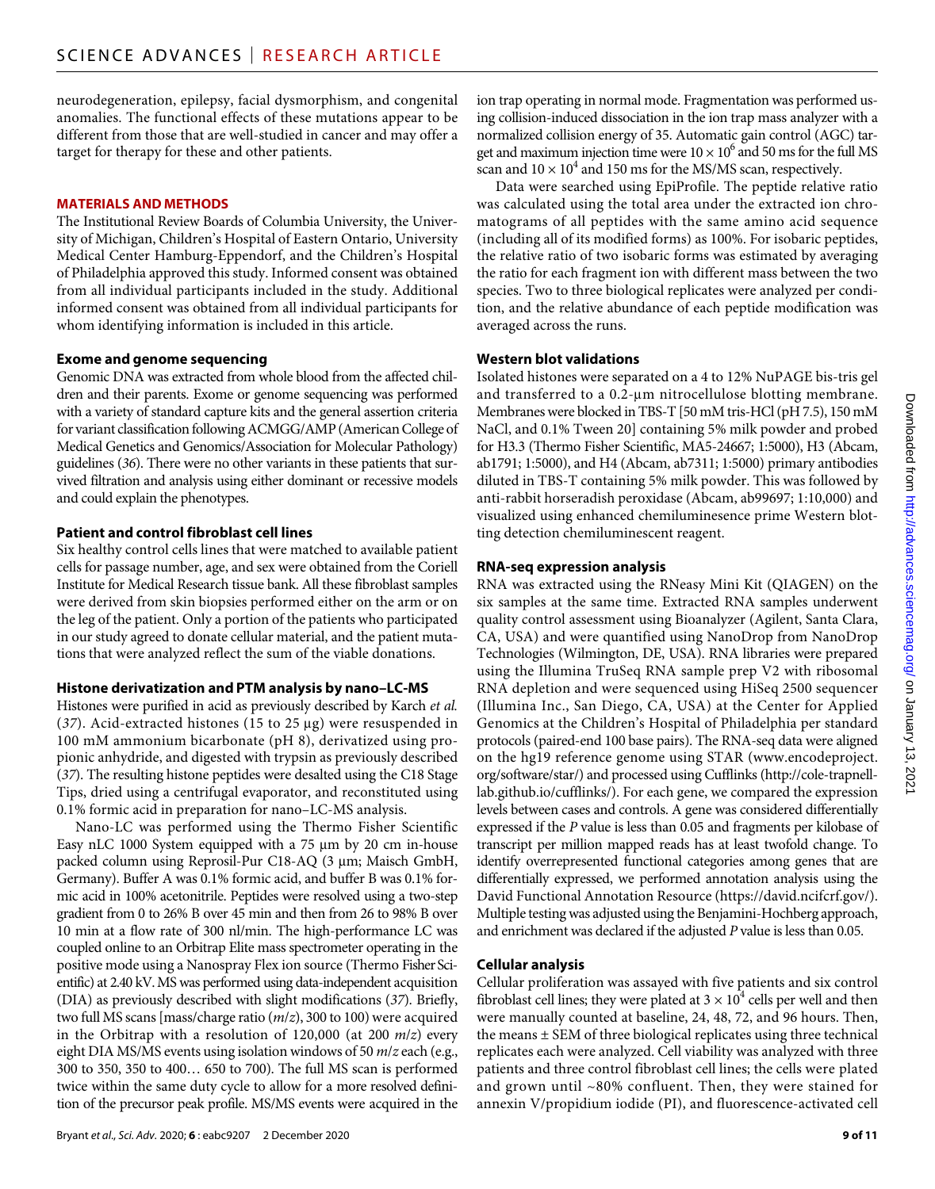neurodegeneration, epilepsy, facial dysmorphism, and congenital anomalies. The functional effects of these mutations appear to be different from those that are well-studied in cancer and may offer a target for therapy for these and other patients.

## MATERIALS AND METHODS

The Institutional Review Boards of Columbia University, the University of Michigan, Children's Hospital of Eastern Ontario, University Medical Center Hamburg-Eppendorf, and the Children's Hospital of Philadelphia approved this study. Informed consent was obtained from all individual participants included in the study. Additional informed consent was obtained from all individual participants for whom identifying information is included in this article.

### Exome and genome sequencing

Genomic DNA was extracted from whole blood from the affected children and their parents. Exome or genome sequencing was performed with a variety of standard capture kits and the general assertion criteria for variant classification following ACMGG/AMP (American College of Medical Genetics and Genomics/Association for Molecular Pathology) guidelines (*36*). There were no other variants in these patients that survived filtration and analysis using either dominant or recessive models and could explain the phenotypes.

### Patient and control fibroblast cell lines

Six healthy control cells lines that were matched to available patient cells for passage number, age, and sex were obtained from the Coriell Institute for Medical Research tissue bank. All these fibroblast samples were derived from skin biopsies performed either on the arm or on the leg of the patient. Only a portion of the patients who participated in our study agreed to donate cellular material, and the patient mutations that were analyzed reflect the sum of the viable donations.

### Histone derivatization and PTM analysis by nano–LC-MS

Histones were purified in acid as previously described by Karch *et al.* (*37*). Acid-extracted histones (15 to 25 μg) were resuspended in 100 mM ammonium bicarbonate (pH 8), derivatized using propionic anhydride, and digested with trypsin as previously described (*37*). The resulting histone peptides were desalted using the C18 Stage Tips, dried using a centrifugal evaporator, and reconstituted using 0.1% formic acid in preparation for nano–LC-MS analysis.

Nano-LC was performed using the Thermo Fisher Scientific Easy nLC 1000 System equipped with a 75 μm by 20 cm in-house packed column using Reprosil-Pur C18-AQ (3 μm; Maisch GmbH, Germany). Buffer A was 0.1% formic acid, and buffer B was 0.1% formic acid in 100% acetonitrile. Peptides were resolved using a two-step gradient from 0 to 26% B over 45 min and then from 26 to 98% B over 10 min at a flow rate of 300 nl/min. The high-performance LC was coupled online to an Orbitrap Elite mass spectrometer operating in the positive mode using a Nanospray Flex ion source (Thermo Fisher Scientific) at 2.40 kV. MS was performed using data-independent acquisition (DIA) as previously described with slight modifications (*37*). Briefly, two full MS scans [mass/charge ratio (*m*/*z*), 300 to 100) were acquired in the Orbitrap with a resolution of 120,000 (at 200 *m*/*z*) every eight DIA MS/MS events using isolation windows of 50 *m*/*z* each (e.g., 300 to 350, 350 to 400… 650 to 700). The full MS scan is performed twice within the same duty cycle to allow for a more resolved definition of the precursor peak profile. MS/MS events were acquired in the ion trap operating in normal mode. Fragmentation was performed using collision-induced dissociation in the ion trap mass analyzer with a normalized collision energy of 35. Automatic gain control (AGC) target and maximum injection time were $10 \times 10^6$ and 50 ms for the full MS scan and $10 \times 10^4$ and 150 ms for the MS/MS scan, respectively.

Data were searched using EpiProfile. The peptide relative ratio was calculated using the total area under the extracted ion chromatograms of all peptides with the same amino acid sequence (including all of its modified forms) as 100%. For isobaric peptides, the relative ratio of two isobaric forms was estimated by averaging the ratio for each fragment ion with different mass between the two species. Two to three biological replicates were analyzed per condition, and the relative abundance of each peptide modification was averaged across the runs.

### Western blot validations

Isolated histones were separated on a 4 to 12% NuPAGE bis-tris gel and transferred to a 0.2-μm nitrocellulose blotting membrane. Membranes were blocked in TBS-T [50 mM tris-HCl (pH 7.5), 150 mM NaCl, and 0.1% Tween 20] containing 5% milk powder and probed for H3.3 (Thermo Fisher Scientific, MA5-24667; 1:5000), H3 (Abcam, ab1791; 1:5000), and H4 (Abcam, ab7311; 1:5000) primary antibodies diluted in TBS-T containing 5% milk powder. This was followed by anti-rabbit horseradish peroxidase (Abcam, ab99697; 1:10,000) and visualized using enhanced chemiluminesence prime Western blotting detection chemiluminescent reagent.

### RNA-seq expression analysis

RNA was extracted using the RNeasy Mini Kit (QIAGEN) on the six samples at the same time. Extracted RNA samples underwent quality control assessment using Bioanalyzer (Agilent, Santa Clara, CA, USA) and were quantified using NanoDrop from NanoDrop Technologies (Wilmington, DE, USA). RNA libraries were prepared using the Illumina TruSeq RNA sample prep V2 with ribosomal RNA depletion and were sequenced using HiSeq 2500 sequencer (Illumina Inc., San Diego, CA, USA) at the Center for Applied Genomics at the Children's Hospital of Philadelphia per standard protocols (paired-end 100 base pairs). The RNA-seq data were aligned on the hg19 reference genome using STAR (www.encodeproject.org/software/star/) and processed using Cufflinks (http://cole-trapnell-lab.github.io/cufflinks/). For each gene, we compared the expression levels between cases and controls. A gene was considered differentially expressed if the *P* value is less than 0.05 and fragments per kilobase of transcript per million mapped reads has at least twofold change. To identify overrepresented functional categories among genes that are differentially expressed, we performed annotation analysis using the David Functional Annotation Resource (https://david.ncifcrf.gov/). Multiple testing was adjusted using the Benjamini-Hochberg approach, and enrichment was declared if the adjusted *P* value is less than 0.05.

### Cellular analysis

Cellular proliferation was assayed with five patients and six control fibroblast cell lines; they were plated at $3 \times 10^4$ cells per well and then were manually counted at baseline, 24, 48, 72, and 96 hours. Then, the means ± SEM of three biological replicates using three technical replicates each were analyzed. Cell viability was analyzed with three patients and three control fibroblast cell lines; the cells were plated and grown until ~80% confluent. Then, they were stained for annexin V/propidium iodide (PI), and fluorescence-activated cell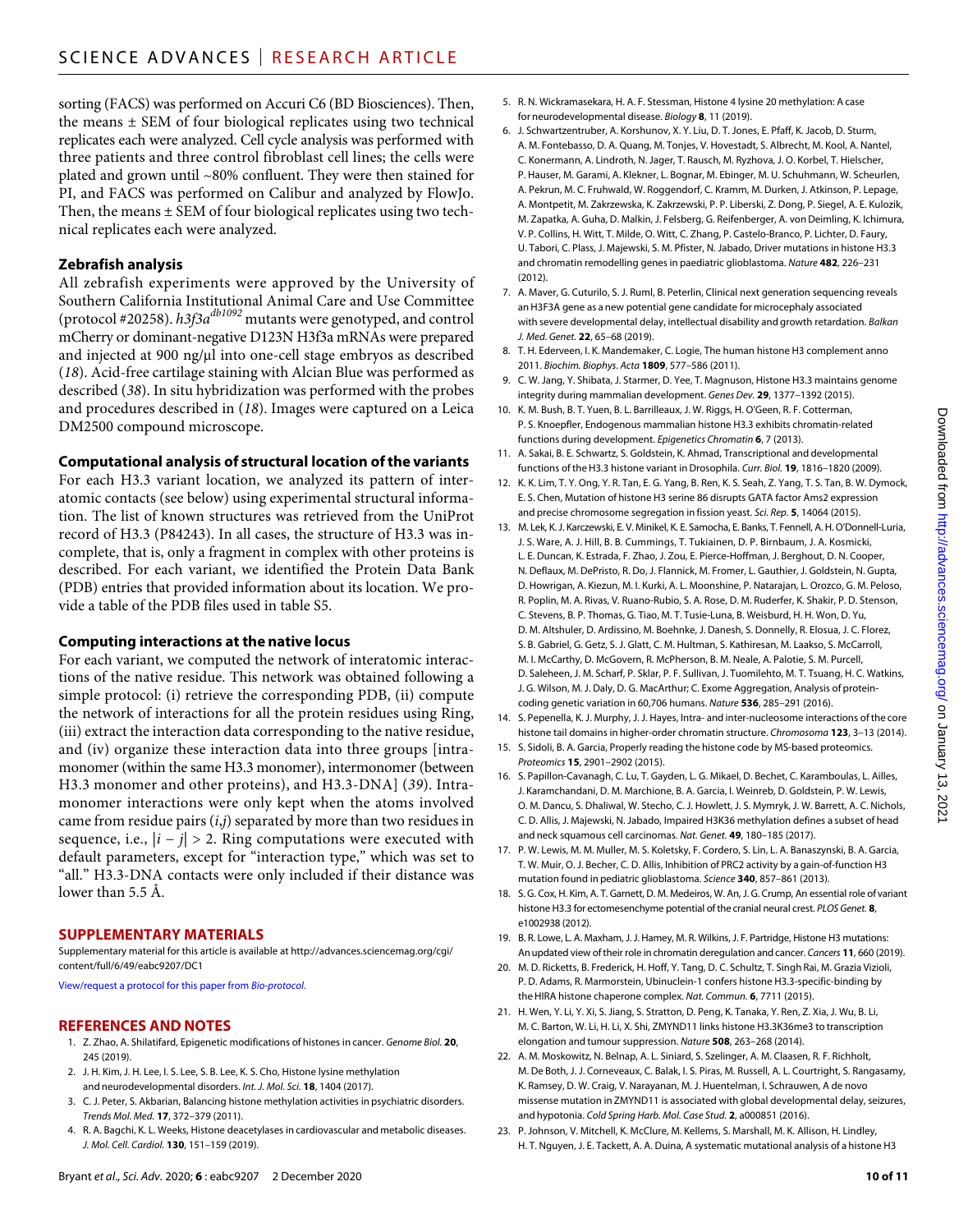sorting (FACS) was performed on Accuri C6 (BD Biosciences). Then, the means ± SEM of four biological replicates using two technical replicates each were analyzed. Cell cycle analysis was performed with three patients and three control fibroblast cell lines; the cells were plated and grown until ~80% confluent. They were then stained for PI, and FACS was performed on Calibur and analyzed by FlowJo. Then, the means ± SEM of four biological replicates using two technical replicates each were analyzed.

### Zebrafish analysis

All zebrafish experiments were approved by the University of Southern California Institutional Animal Care and Use Committee (protocol #20258). *h3f3a*$^{db1092}$ mutants were genotyped, and control mCherry or dominant-negative D123N H3f3a mRNAs were prepared and injected at 900 ng/μl into one-cell stage embryos as described (*18*). Acid-free cartilage staining with Alcian Blue was performed as described (*38*). In situ hybridization was performed with the probes and procedures described in (*18*). Images were captured on a Leica DM2500 compound microscope.

### Computational analysis of structural location of the variants

For each H3.3 variant location, we analyzed its pattern of interatomic contacts (see below) using experimental structural information. The list of known structures was retrieved from the UniProt record of H3.3 (P84243). In all cases, the structure of H3.3 was incomplete, that is, only a fragment in complex with other proteins is described. For each variant, we identified the Protein Data Bank (PDB) entries that provided information about its location. We provide a table of the PDB files used in table S5.

### Computing interactions at the native locus

For each variant, we computed the network of interatomic interactions of the native residue. This network was obtained following a simple protocol: (i) retrieve the corresponding PDB, (ii) compute the network of interactions for all the protein residues using Ring, (iii) extract the interaction data corresponding to the native residue, and (iv) organize these interaction data into three groups [intramonomer (within the same H3.3 monomer), intermonomer (between H3.3 monomer and other proteins), and H3.3-DNA] (*39*). Intramonomer interactions were only kept when the atoms involved came from residue pairs ($i$,$j$) separated by more than two residues in sequence, i.e., $|i - j| > 2$. Ring computations were executed with default parameters, except for "interaction type," which was set to "all." H3.3-DNA contacts were only included if their distance was lower than 5.5 Å.

## SUPPLEMENTARY MATERIALS

Supplementary material for this article is available at http://advances.sciencemag.org/cgi/content/full/6/49/eabc9207/DC1

View/request a protocol for this paper from *Bio-protocol*.

## REFERENCES AND NOTES

1. Z. Zhao, A. Shilatifard, Epigenetic modifications of histones in cancer. *Genome Biol.* **20**, 245 (2019).
2. J. H. Kim, J. H. Lee, I. S. Lee, S. B. Lee, K. S. Cho, Histone lysine methylation and neurodevelopmental disorders. *Int. J. Mol. Sci.* **18**, 1404 (2017).
3. C. J. Peter, S. Akbarian, Balancing histone methylation activities in psychiatric disorders. *Trends Mol. Med.* **17**, 372–379 (2011).
4. R. A. Bagchi, K. L. Weeks, Histone deacetylases in cardiovascular and metabolic diseases. *J. Mol. Cell. Cardiol.* **130**, 151–159 (2019).
5. R. N. Wickramasekara, H. A. F. Stessman, Histone 4 lysine 20 methylation: A case for neurodevelopmental disease. *Biology* **8**, 11 (2019).
6. J. Schwartzentruber, A. Korshunov, X. Y. Liu, D. T. Jones, E. Pfaff, K. Jacob, D. Sturm, A. M. Fontebasso, D. A. Quang, M. Tonjes, V. Hovestadt, S. Albrecht, M. Kool, A. Nantel, C. Konermann, A. Lindroth, N. Jager, T. Rausch, M. Ryzhova, J. O. Korbel, T. Hielscher, P. Hauser, M. Garami, A. Klekner, L. Bognar, M. Ebinger, M. U. Schuhmann, W. Scheurlen, A. Pekrun, M. C. Fruhwald, W. Roggendorf, C. Kramm, M. Durken, J. Atkinson, P. Lepage, A. Montpetit, M. Zakrzewska, K. Zakrzewski, P. P. Liberski, Z. Dong, P. Siegel, A. E. Kulozik, M. Zapatka, A. Guha, D. Malkin, J. Felsberg, G. Reifenberger, A. von Deimling, K. Ichimura, V. P. Collins, H. Witt, T. Milde, O. Witt, C. Zhang, P. Castelo-Branco, P. Lichter, D. Faury, U. Tabori, C. Plass, J. Majewski, S. M. Pfister, N. Jabado, Driver mutations in histone H3.3 and chromatin remodelling genes in paediatric glioblastoma. *Nature* **482**, 226–231 (2012).
7. A. Maver, G. Cuturilo, S. J. Ruml, B. Peterlin, Clinical next generation sequencing reveals an H3F3A gene as a new potential gene candidate for microcephaly associated with severe developmental delay, intellectual disability and growth retardation. *Balkan J. Med. Genet.* **22**, 65–68 (2019).
8. T. H. Ederveen, I. K. Mandemaker, C. Logie, The human histone H3 complement anno 2011. *Biochim. Biophys. Acta* **1809**, 577–586 (2011).
9. C. W. Jang, Y. Shibata, J. Starmer, D. Yee, T. Magnuson, Histone H3.3 maintains genome integrity during mammalian development. *Genes Dev.* **29**, 1377–1392 (2015).
10. K. M. Bush, B. T. Yuen, B. L. Barrilleaux, J. W. Riggs, H. O'Geen, R. F. Cotterman, P. S. Knoepfler, Endogenous mammalian histone H3.3 exhibits chromatin-related functions during development. *Epigenetics Chromatin* **6**, 7 (2013).
11. A. Sakai, B. E. Schwartz, S. Goldstein, K. Ahmad, Transcriptional and developmental functions of the H3.3 histone variant in Drosophila. *Curr. Biol.* **19**, 1816–1820 (2009).
12. K. K. Lim, T. Y. Ong, Y. R. Tan, E. G. Yang, B. Ren, K. S. Seah, Z. Yang, T. S. Tan, B. W. Dymock, E. S. Chen, Mutation of histone H3 serine 86 disrupts GATA factor Ams2 expression and precise chromosome segregation in fission yeast. *Sci. Rep.* **5**, 14064 (2015).
13. M. Lek, K. J. Karczewski, E. V. Minikel, K. E. Samocha, E. Banks, T. Fennell, A. H. O'Donnell-Luria, J. S. Ware, A. J. Hill, B. B. Cummings, T. Tukiainen, D. P. Birnbaum, J. A. Kosmicki, L. E. Duncan, K. Estrada, F. Zhao, J. Zou, E. Pierce-Hoffman, J. Berghout, D. N. Cooper, N. Deflaux, M. DePristo, R. Do, J. Flannick, M. Fromer, L. Gauthier, J. Goldstein, N. Gupta, D. Howrigan, A. Kiezun, M. I. Kurki, A. L. Moonshine, P. Natarajan, L. Orozco, G. M. Peloso, R. Poplin, M. A. Rivas, V. Ruano-Rubio, S. A. Rose, D. M. Ruderfer, K. Shakir, P. D. Stenson, C. Stevens, B. P. Thomas, G. Tiao, M. T. Tusie-Luna, B. Weisburd, H. H. Won, D. Yu, D. M. Altshuler, D. Ardissino, M. Boehnke, J. Danesh, S. Donnelly, R. Elosua, J. C. Florez, S. B. Gabriel, G. Getz, S. J. Glatt, C. M. Hultman, S. Kathiresan, M. Laakso, S. McCarroll, M. I. McCarthy, D. McGovern, R. McPherson, B. M. Neale, A. Palotie, S. M. Purcell, D. Saleheen, J. M. Scharf, P. Sklar, P. F. Sullivan, J. Tuomilehto, M. T. Tsuang, H. C. Watkins, J. G. Wilson, M. J. Daly, D. G. MacArthur; C. Exome Aggregation, Analysis of protein-coding genetic variation in 60,706 humans. *Nature* **536**, 285–291 (2016).
14. S. Pepenella, K. J. Murphy, J. J. Hayes, Intra- and inter-nucleosome interactions of the core histone tail domains in higher-order chromatin structure. *Chromosoma* **123**, 3–13 (2014).
15. S. Sidoli, B. A. Garcia, Properly reading the histone code by MS-based proteomics. *Proteomics* **15**, 2901–2902 (2015).
16. S. Papillon-Cavanagh, C. Lu, T. Gayden, L. G. Mikael, D. Bechet, C. Karamboulas, L. Ailles, J. Karamchandani, D. M. Marchione, B. A. Garcia, I. Weinreb, D. Goldstein, P. W. Lewis, O. M. Dancu, S. Dhaliwal, W. Stecho, C. J. Howlett, J. S. Mymryk, J. W. Barrett, A. C. Nichols, C. D. Allis, J. Majewski, N. Jabado, Impaired H3K36 methylation defines a subset of head and neck squamous cell carcinomas. *Nat. Genet.* **49**, 180–185 (2017).
17. P. W. Lewis, M. M. Muller, M. S. Koletsky, F. Cordero, S. Lin, L. A. Banaszynski, B. A. Garcia, T. W. Muir, O. J. Becher, C. D. Allis, Inhibition of PRC2 activity by a gain-of-function H3 mutation found in pediatric glioblastoma. *Science* **340**, 857–861 (2013).
18. S. G. Cox, H. Kim, A. T. Garnett, D. M. Medeiros, W. An, J. G. Crump, An essential role of variant histone H3.3 for ectomesenchyme potential of the cranial neural crest. *PLOS Genet.* **8**, e1002938 (2012).
19. B. R. Lowe, L. A. Maxham, J. J. Hamey, M. R. Wilkins, J. F. Partridge, Histone H3 mutations: An updated view of their role in chromatin deregulation and cancer. *Cancers* **11**, 660 (2019).
20. M. D. Ricketts, B. Frederick, H. Hoff, Y. Tang, D. C. Schultz, T. Singh Rai, M. Grazia Vizioli, P. D. Adams, R. Marmorstein, Ubinuclein-1 confers histone H3.3-specific-binding by the HIRA histone chaperone complex. *Nat. Commun.* **6**, 7711 (2015).
21. H. Wen, Y. Li, Y. Xi, S. Jiang, S. Stratton, D. Peng, K. Tanaka, Y. Ren, Z. Xia, J. Wu, B. Li, M. C. Barton, W. Li, H. Li, X. Shi, ZMYND11 links histone H3.3K36me3 to transcription elongation and tumour suppression. *Nature* **508**, 263–268 (2014).
22. A. M. Moskowitz, N. Belnap, A. L. Siniard, S. Szelinger, A. M. Claasen, R. F. Richholt, M. De Both, J. J. Corneveaux, C. Balak, I. S. Piras, M. Russell, A. L. Courtright, S. Rangasamy, K. Ramsey, D. W. Craig, V. Narayanan, M. J. Huentelman, I. Schrauwen, A de novo missense mutation in ZMYND11 is associated with global developmental delay, seizures, and hypotonia. *Cold Spring Harb. Mol. Case Stud.* **2**, a000851 (2016).
23. P. Johnson, V. Mitchell, K. McClure, M. Kellems, S. Marshall, M. K. Allison, H. Lindley, H. T. Nguyen, J. E. Tackett, A. A. Duina, A systematic mutational analysis of a histone H3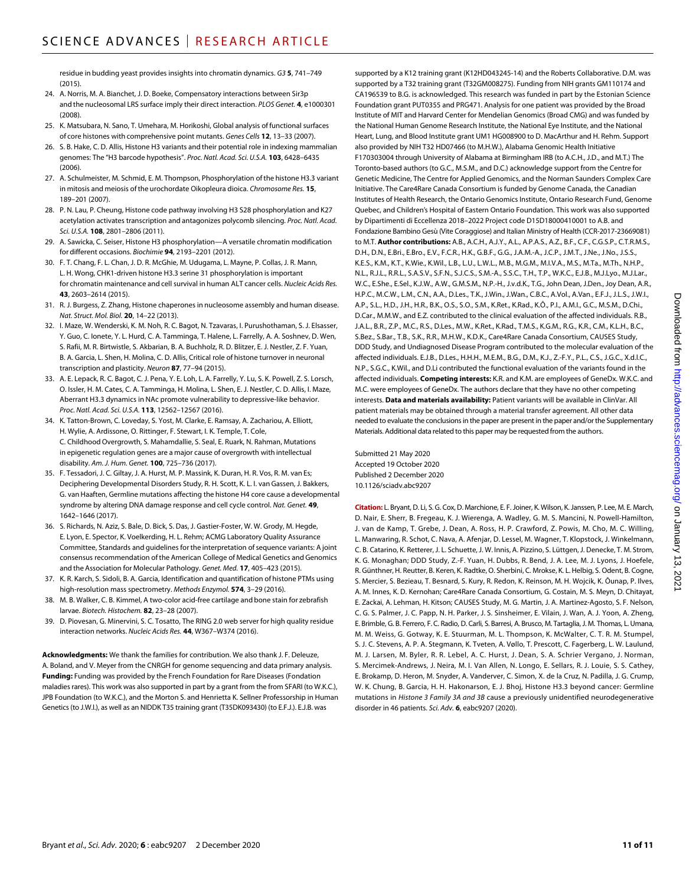residue in budding yeast provides insights into chromatin dynamics. *G3* **5**, 741–749 (2015).

24. A. Norris, M. A. Bianchet, J. D. Boeke, Compensatory interactions between Sir3p and the nucleosomal LRS surface imply their direct interaction. *PLOS Genet.* **4**, e1000301 (2008).
25. K. Matsubara, N. Sano, T. Umehara, M. Horikoshi, Global analysis of functional surfaces of core histones with comprehensive point mutants. *Genes Cells* **12**, 13–33 (2007).
26. S. B. Hake, C. D. Allis, Histone H3 variants and their potential role in indexing mammalian genomes: The "H3 barcode hypothesis". *Proc. Natl. Acad. Sci. U.S.A.* **103**, 6428–6435 (2006).
27. A. Schulmeister, M. Schmid, E. M. Thompson, Phosphorylation of the histone H3.3 variant in mitosis and meiosis of the urochordate Oikopleura dioica. *Chromosome Res.* **15**, 189–201 (2007).
28. P. N. Lau, P. Cheung, Histone code pathway involving H3 S28 phosphorylation and K27 acetylation activates transcription and antagonizes polycomb silencing. *Proc. Natl. Acad. Sci. U.S.A.* **108**, 2801–2806 (2011).
29. A. Sawicka, C. Seiser, Histone H3 phosphorylation—A versatile chromatin modification for different occasions. *Biochimie* **94**, 2193–2201 (2012).
30. F. T. Chang, F. L. Chan, J. D. R. McGhie, M. Udugama, L. Mayne, P. Collas, J. R. Mann, L. H. Wong, CHK1-driven histone H3.3 serine 31 phosphorylation is important for chromatin maintenance and cell survival in human ALT cancer cells. *Nucleic Acids Res.* **43**, 2603–2614 (2015).
31. R. J. Burgess, Z. Zhang, Histone chaperones in nucleosome assembly and human disease. *Nat. Struct. Mol. Biol.* **20**, 14–22 (2013).
32. I. Maze, W. Wenderski, K. M. Noh, R. C. Bagot, N. Tzavaras, I. Purushothaman, S. J. Elsasser, Y. Guo, C. Ionete, Y. L. Hurd, C. A. Tamminga, T. Halene, L. Farrelly, A. A. Soshnev, D. Wen, S. Rafii, M. R. Birtwistle, S. Akbarian, B. A. Buchholz, R. D. Blitzer, E. J. Nestler, Z. F. Yuan, B. A. Garcia, L. Shen, H. Molina, C. D. Allis, Critical role of histone turnover in neuronal transcription and plasticity. *Neuron* **87**, 77–94 (2015).
33. A. E. Lepack, R. C. Bagot, C. J. Pena, Y. E. Loh, L. A. Farrelly, Y. Lu, S. K. Powell, Z. S. Lorsch, O. Issler, H. M. Cates, C. A. Tamminga, H. Molina, L. Shen, E. J. Nestler, C. D. Allis, I. Maze, Aberrant H3.3 dynamics in NAc promote vulnerability to depressive-like behavior. *Proc. Natl. Acad. Sci. U.S.A.* **113**, 12562–12567 (2016).
34. K. Tatton-Brown, C. Loveday, S. Yost, M. Clarke, E. Ramsay, A. Zachariou, A. Elliott, H. Wylie, A. Ardissone, O. Rittinger, F. Stewart, I. K. Temple, T. Cole, C. Childhood Overgrowth, S. Mahamdallie, S. Seal, E. Ruark, N. Rahman, Mutations in epigenetic regulation genes are a major cause of overgrowth with intellectual disability. *Am. J. Hum. Genet.* **100**, 725–736 (2017).
35. F. Tessadori, J. C. Giltay, J. A. Hurst, M. P. Massink, K. Duran, H. R. Vos, R. M. van Es; Deciphering Developmental Disorders Study, R. H. Scott, K. L. I. van Gassen, J. Bakkers, G. van Haaften, Germline mutations affecting the histone H4 core cause a developmental syndrome by altering DNA damage response and cell cycle control. *Nat. Genet.* **49**, 1642–1646 (2017).
36. S. Richards, N. Aziz, S. Bale, D. Bick, S. Das, J. Gastier-Foster, W. W. Grody, M. Hegde, E. Lyon, E. Spector, K. Voelkerding, H. L. Rehm; ACMG Laboratory Quality Assurance Committee, Standards and guidelines for the interpretation of sequence variants: A joint consensus recommendation of the American College of Medical Genetics and Genomics and the Association for Molecular Pathology. *Genet. Med.* **17**, 405–423 (2015).
37. K. R. Karch, S. Sidoli, B. A. Garcia, Identification and quantification of histone PTMs using high-resolution mass spectrometry. *Methods Enzymol.* **574**, 3–29 (2016).
38. M. B. Walker, C. B. Kimmel, A two-color acid-free cartilage and bone stain for zebrafish larvae. *Biotech. Histochem.* **82**, 23–28 (2007).
39. D. Piovesan, G. Minervini, S. C. Tosatto, The RING 2.0 web server for high quality residue interaction networks. *Nucleic Acids Res.* **44**, W367–W374 (2016).

**Acknowledgments:** We thank the families for contribution. We also thank J. F. Deleuze, A. Boland, and V. Meyer from the CNRGH for genome sequencing and data primary analysis. **Funding:** Funding was provided by the French Foundation for Rare Diseases (Fondation maladies rares). This work was also supported in part by a grant from the from SFARI (to W.K.C.), JPB Foundation (to W.K.C.), and the Morton S. and Henrietta K. Sellner Professorship in Human Genetics (to J.W.I.), as well as an NIDDK T35 training grant (T35DK093430) (to E.F.J.). E.J.B. was supported by a K12 training grant (K12HD043245-14) and the Roberts Collaborative. D.M. was supported by a T32 training grant (T32GM008275). Funding from NIH grants GM110174 and CA196539 to B.G. is acknowledged. This research was funded in part by the Estonian Science Foundation grant PUT0355 and PRG471. Analysis for one patient was provided by the Broad Institute of MIT and Harvard Center for Mendelian Genomics (Broad CMG) and was funded by the National Human Genome Research Institute, the National Eye Institute, and the National Heart, Lung, and Blood Institute grant UM1 HG008900 to D. MacArthur and H. Rehm. Support also provided by NIH T32 HD07466 (to M.H.W.), Alabama Genomic Health Initiative F170303004 through University of Alabama at Birmingham IRB (to A.C.H., J.D., and M.T.) The Toronto-based authors (to G.C., M.S.M., and D.C.) acknowledge support from the Centre for Genetic Medicine, The Centre for Applied Genomics, and the Norman Saunders Complex Care Initiative. The Care4Rare Canada Consortium is funded by Genome Canada, the Canadian Institutes of Health Research, the Ontario Genomics Institute, Ontario Research Fund, Genome Quebec, and Children's Hospital of Eastern Ontario Foundation. This work was also supported by Dipartimenti di Eccellenza 2018–2022 Project code D15D18000410001 to A.B. and Fondazione Bambino Gesù (Vite Coraggiose) and Italian Ministry of Health (CCR-2017-23669081) to M.T. **Author contributions:** A.B., A.C.H., A.J.Y., A.L., A.P.A.S., A.Z., B.F., C.F., C.G.S.P., C.T.R.M.S., D.H., D.N., E.Bri., E.Bro., E.V., F.C.R., H.K., G.B.F., G.G., J.A.M.-A., J.C.P., J.M.T., J.Ne., J.No., J.S.S., K.E.S., K.M., K.T., K.Wie., K.Wil., L.B., L.U., L.W.L., M.B., M.G.M., M.I.V.A., M.S., M.Ta., M.Th., N.H.P., N.L., R.J.L., R.R.L., S.A.S.V., S.F.N., S.J.C.S., S.M.-A., S.S.C., T.H., T.P., W.K.C., E.J.B., M.J.Lyo., M.J.Lar., W.C., E.She., E.Sel., K.J.W., A.W., G.M.S.M., N.P.-H., J.v.d.K., T.G., John Dean, J.Den., Joy Dean, A.R., H.P.C., M.C.W., L.M., C.N., A.A., D.Les., T.K., J.Win., J.Wan., C.B.C., A.Vol., A.Van., E.F.J., J.L.S., J.W.I., A.P., S.L., H.D., J.H., H.R., B.K., O.S., S.O., S.M., K.Ret., K.Rad., K.Õ., P.I., A.M.I., G.C., M.S.M., D.Chi., D.Car., M.M.W., and E.Z. contributed to the clinical evaluation of the affected individuals. R.B., J.A.L., B.R., Z.P., M.C., R.S., D.Les., M.W., K.Ret., K.Rad., T.M.S., K.G.M., R.G., K.R., C.M., K.L.H., B.C., S.Bez., S.Bar., T.B., S.K., R.R., M.H.W., K.D.K., Care4Rare Canada Consortium, CAUSES Study, DDD Study, and Undiagnosed Disease Program contributed to the molecular evaluation of the affected individuals. E.J.B., D.Les., H.H.H., M.E.M., B.G., D.M., K.J., Z.-F.Y., P.L., C.S., J.G.C., X.d.l.C., N.P., S.G.C., K.Wil., and D.Li contributed the functional evaluation of the variants found in the affected individuals. **Competing interests:** K.R. and K.M. are employees of GeneDx. W.K.C. and M.C. were employees of GeneDx. The authors declare that they have no other competing interests. **Data and materials availability:** Patient variants will be available in ClinVar. All patient materials may be obtained through a material transfer agreement. All other data needed to evaluate the conclusions in the paper are present in the paper and/or the Supplementary Materials. Additional data related to this paper may be requested from the authors.

Submitted 21 May 2020
Accepted 19 October 2020
Published 2 December 2020
10.1126/sciadv.abc9207

**Citation:** L. Bryant, D. Li, S. G. Cox, D. Marchione, E. F. Joiner, K. Wilson, K. Janssen, P. Lee, M. E. March, D. Nair, E. Sherr, B. Fregeau, K. J. Wierenga, A. Wadley, G. M. S. Mancini, N. Powell-Hamilton, J. van de Kamp, T. Grebe, J. Dean, A. Ross, H. P. Crawford, Z. Powis, M. Cho, M. C. Willing, L. Manwaring, R. Schot, C. Nava, A. Afenjar, D. Lessel, M. Wagner, T. Klopstock, J. Winkelmann, C. B. Catarino, K. Retterer, J. L. Schuette, J. W. Innis, A. Pizzino, S. Lüttgen, J. Denecke, T. M. Strom, K. G. Monaghan; DDD Study, Z.-F. Yuan, H. Dubbs, R. Bend, J. A. Lee, M. J. Lyons, J. Hoefele, R. Günthner, H. Reutter, B. Keren, K. Radtke, O. Sherbini, C. Mrokse, K. L. Helbig, S. Odent, B. Cogne, S. Mercier, S. Bezieau, T. Besnard, S. Kury, R. Redon, K. Reinson, M. H. Wojcik, K. Õunap, P. Ilves, A. M. Innes, K. D. Kernohan; Care4Rare Canada Consortium, G. Costain, M. S. Meyn, D. Chitayat, E. Zackai, A. Lehman, H. Kitson; CAUSES Study, M. G. Martin, J. A. Martinez-Agosto, S. F. Nelson, C. G. S. Palmer, J. C. Papp, N. H. Parker, J. S. Sinsheimer, E. Vilain, J. Wan, A. J. Yoon, A. Zheng, E. Brimble, G. B. Ferrero, F. C. Radio, D. Carli, S. Barresi, A. Brusco, M. Tartaglia, J. M. Thomas, L. Umana, M. M. Weiss, G. Gotway, K. E. Stuurman, M. L. Thompson, K. McWalter, C. T. R. M. Stumpel, S. J. C. Stevens, A. P. A. Stegmann, K. Tveten, A. Vøllo, T. Prescott, C. Fagerberg, L. W. Laulund, M. J. Larsen, M. Byler, R. R. Lebel, A. C. Hurst, J. Dean, S. A. Schrier Vergano, J. Norman, S. Mercimek-Andrews, J. Neira, M. I. Van Allen, N. Longo, E. Sellars, R. J. Louie, S. S. Cathey, E. Brokamp, D. Heron, M. Snyder, A. Vanderver, C. Simon, X. de la Cruz, N. Padilla, J. G. Crump, W. K. Chung, B. Garcia, H. H. Hakonarson, E. J. Bhoj, Histone H3.3 beyond cancer: Germline mutations in *Histone 3 Family 3A and 3B* cause a previously unidentified neurodegenerative disorder in 46 patients. *Sci. Adv.* **6**, eabc9207 (2020).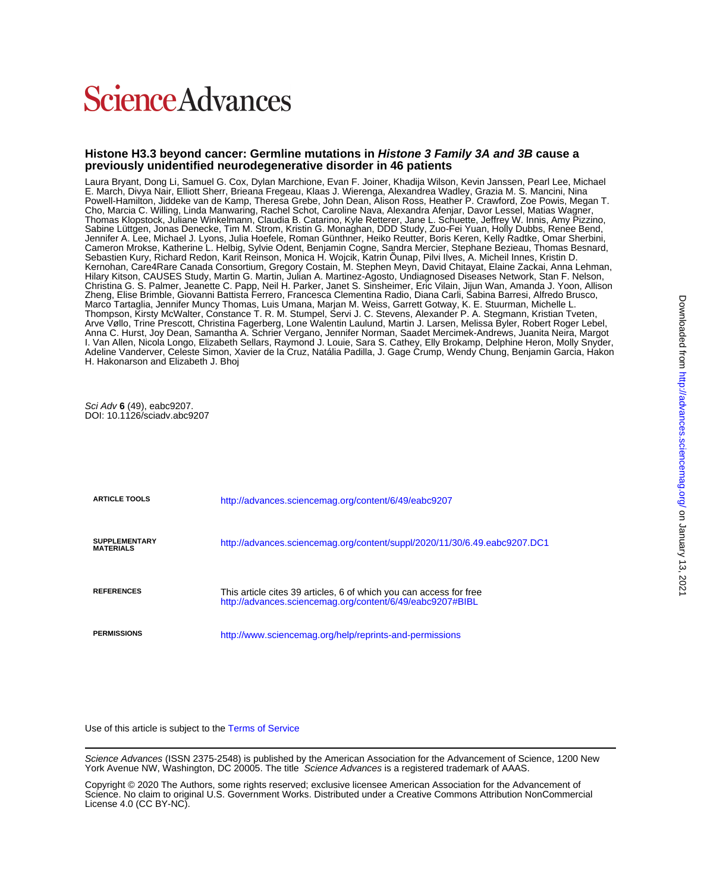# Science Advances

**Histone H3.3 beyond cancer: Germline mutations in *Histone 3 Family 3A and 3B* cause a previously unidentified neurodegenerative disorder in 46 patients**

Laura Bryant, Dong Li, Samuel G. Cox, Dylan Marchione, Evan F. Joiner, Khadija Wilson, Kevin Janssen, Pearl Lee, Michael E. March, Divya Nair, Elliott Sherr, Brieana Fregeau, Klaas J. Wierenga, Alexandrea Wadley, Grazia M. S. Mancini, Nina Powell-Hamilton, Jiddeke van de Kamp, Theresa Grebe, John Dean, Alison Ross, Heather P. Crawford, Zoe Powis, Megan T. Cho, Marcia C. Willing, Linda Manwaring, Rachel Schot, Caroline Nava, Alexandra Afenjar, Davor Lessel, Matias Wagner, Thomas Klopstock, Juliane Winkelmann, Claudia B. Catarino, Kyle Retterer, Jane L. Schuette, Jeffrey W. Innis, Amy Pizzino, Sabine Lüttgen, Jonas Denecke, Tim M. Strom, Kristin G. Monaghan, DDD Study, Zuo-Fei Yuan, Holly Dubbs, Renee Bend, Jennifer A. Lee, Michael J. Lyons, Julia Hoefele, Roman Günthner, Heiko Reutter, Boris Keren, Kelly Radtke, Omar Sherbini, Cameron Mrokse, Katherine L. Helbig, Sylvie Odent, Benjamin Cogne, Sandra Mercier, Stephane Bezieau, Thomas Besnard, Sebastien Kury, Richard Redon, Karit Reinson, Monica H. Wojcik, Katrin Õunap, Pilvi Ilves, A. Micheil Innes, Kristin D. Kernohan, Care4Rare Canada Consortium, Gregory Costain, M. Stephen Meyn, David Chitayat, Elaine Zackai, Anna Lehman, Hilary Kitson, CAUSES Study, Martin G. Martin, Julian A. Martinez-Agosto, Undiagnosed Diseases Network, Stan F. Nelson, Christina G. S. Palmer, Jeanette C. Papp, Neil H. Parker, Janet S. Sinsheimer, Eric Vilain, Jijun Wan, Amanda J. Yoon, Allison Zheng, Elise Brimble, Giovanni Battista Ferrero, Francesca Clementina Radio, Diana Carli, Sabina Barresi, Alfredo Brusco, Marco Tartaglia, Jennifer Muncy Thomas, Luis Umana, Marjan M. Weiss, Garrett Gotway, K. E. Stuurman, Michelle L. Thompson, Kirsty McWalter, Constance T. R. M. Stumpel, Servi J. C. Stevens, Alexander P. A. Stegmann, Kristian Tveten, Arve Vøllo, Trine Prescott, Christina Fagerberg, Lone Walentin Laulund, Martin J. Larsen, Melissa Byler, Robert Roger Lebel, Anna C. Hurst, Joy Dean, Samantha A. Schrier Vergano, Jennifer Norman, Saadet Mercimek-Andrews, Juanita Neira, Margot I. Van Allen, Nicola Longo, Elizabeth Sellars, Raymond J. Louie, Sara S. Cathey, Elly Brokamp, Delphine Heron, Molly Snyder, Adeline Vanderver, Celeste Simon, Xavier de la Cruz, Natália Padilla, J. Gage Crump, Wendy Chung, Benjamin Garcia, Hakon H. Hakonarson and Elizabeth J. Bhoj

*Sci Adv* **6** (49), eabc9207.
DOI: 10.1126/sciadv.abc9207

| | |
|---|---|
| **ARTICLE TOOLS** | http://advances.sciencemag.org/content/6/49/eabc9207 |
| **SUPPLEMENTARY MATERIALS** | http://advances.sciencemag.org/content/suppl/2020/11/30/6.49.eabc9207.DC1 |
| **REFERENCES** | This article cites 39 articles, 6 of which you can access for free http://advances.sciencemag.org/content/6/49/eabc9207#BIBL |
| **PERMISSIONS** | http://www.sciencemag.org/help/reprints-and-permissions |

Use of this article is subject to the Terms of Service

*Science Advances* (ISSN 2375-2548) is published by the American Association for the Advancement of Science, 1200 New York Avenue NW, Washington, DC 20005. The title *Science Advances* is a registered trademark of AAAS.

Copyright © 2020 The Authors, some rights reserved; exclusive licensee American Association for the Advancement of Science. No claim to original U.S. Government Works. Distributed under a Creative Commons Attribution NonCommercial License 4.0 (CC BY-NC).

Downloaded from http://advances.sciencemag.org/ on January 13, 2021